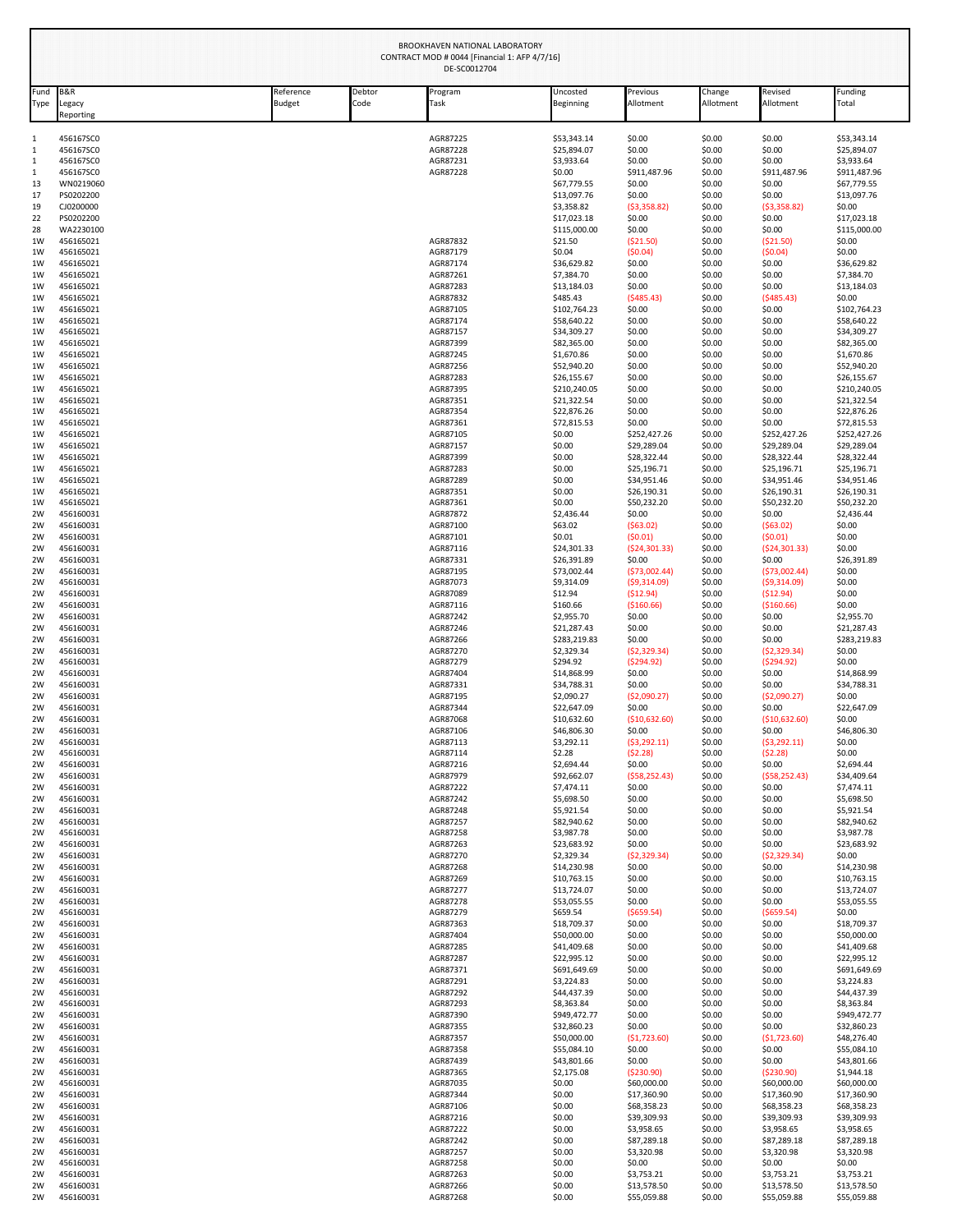BROOKHAVEN NATIONAL LABORATORY
CONTRACT MOD # 0044 [Financial 1: AFP 4/7/16]
DE-SC0012704

| Fund Type | B&R Legacy Reporting | Reference Budget | Debtor Code | Program Task | Uncosted Beginning | Previous Allotment | Change Allotment | Revised Allotment | Funding Total |
|---|---|---|---|---|---|---|---|---|---|
| 1 | 456167SC0 | | | AGR87225 | $53,343.14 | $0.00 | $0.00 | $0.00 | $53,343.14 |
| 1 | 456167SC0 | | | AGR87228 | $25,894.07 | $0.00 | $0.00 | $0.00 | $25,894.07 |
| 1 | 456167SC0 | | | AGR87231 | $3,933.64 | $0.00 | $0.00 | $0.00 | $3,933.64 |
| 1 | 456167SC0 | | | AGR87228 | $0.00 | $911,487.96 | $0.00 | $911,487.96 | $911,487.96 |
| 13 | WN0219060 | | | | $67,779.55 | $0.00 | $0.00 | $0.00 | $67,779.55 |
| 17 | PS0202200 | | | | $13,097.76 | $0.00 | $0.00 | $0.00 | $13,097.76 |
| 19 | CJ0200000 | | | | $3,358.82 | ($3,358.82) | $0.00 | ($3,358.82) | $0.00 |
| 22 | PS0202200 | | | | $17,023.18 | $0.00 | $0.00 | $0.00 | $17,023.18 |
| 28 | WA2230100 | | | | $115,000.00 | $0.00 | $0.00 | $0.00 | $115,000.00 |
| 1W | 456165021 | | | AGR87832 | $21.50 | ($21.50) | $0.00 | ($21.50) | $0.00 |
| 1W | 456165021 | | | AGR87179 | $0.04 | ($0.04) | $0.00 | ($0.04) | $0.00 |
| 1W | 456165021 | | | AGR87174 | $36,629.82 | $0.00 | $0.00 | $0.00 | $36,629.82 |
| 1W | 456165021 | | | AGR87261 | $7,384.70 | $0.00 | $0.00 | $0.00 | $7,384.70 |
| 1W | 456165021 | | | AGR87283 | $13,184.03 | $0.00 | $0.00 | $0.00 | $13,184.03 |
| 1W | 456165021 | | | AGR87832 | $485.43 | ($485.43) | $0.00 | ($485.43) | $0.00 |
| 1W | 456165021 | | | AGR87105 | $102,764.23 | $0.00 | $0.00 | $0.00 | $102,764.23 |
| 1W | 456165021 | | | AGR87174 | $58,640.22 | $0.00 | $0.00 | $0.00 | $58,640.22 |
| 1W | 456165021 | | | AGR87157 | $34,309.27 | $0.00 | $0.00 | $0.00 | $34,309.27 |
| 1W | 456165021 | | | AGR87399 | $82,365.00 | $0.00 | $0.00 | $0.00 | $82,365.00 |
| 1W | 456165021 | | | AGR87245 | $1,670.86 | $0.00 | $0.00 | $0.00 | $1,670.86 |
| 1W | 456165021 | | | AGR87256 | $52,940.20 | $0.00 | $0.00 | $0.00 | $52,940.20 |
| 1W | 456165021 | | | AGR87283 | $26,155.67 | $0.00 | $0.00 | $0.00 | $26,155.67 |
| 1W | 456165021 | | | AGR87395 | $210,240.05 | $0.00 | $0.00 | $0.00 | $210,240.05 |
| 1W | 456165021 | | | AGR87351 | $21,322.54 | $0.00 | $0.00 | $0.00 | $21,322.54 |
| 1W | 456165021 | | | AGR87354 | $22,876.26 | $0.00 | $0.00 | $0.00 | $22,876.26 |
| 1W | 456165021 | | | AGR87361 | $72,815.53 | $0.00 | $0.00 | $0.00 | $72,815.53 |
| 1W | 456165021 | | | AGR87105 | $0.00 | $252,427.26 | $0.00 | $252,427.26 | $252,427.26 |
| 1W | 456165021 | | | AGR87157 | $0.00 | $29,289.04 | $0.00 | $29,289.04 | $29,289.04 |
| 1W | 456165021 | | | AGR87399 | $0.00 | $28,322.44 | $0.00 | $28,322.44 | $28,322.44 |
| 1W | 456165021 | | | AGR87283 | $0.00 | $25,196.71 | $0.00 | $25,196.71 | $25,196.71 |
| 1W | 456165021 | | | AGR87289 | $0.00 | $34,951.46 | $0.00 | $34,951.46 | $34,951.46 |
| 1W | 456165021 | | | AGR87351 | $0.00 | $26,190.31 | $0.00 | $26,190.31 | $26,190.31 |
| 1W | 456165021 | | | AGR87361 | $0.00 | $50,232.20 | $0.00 | $50,232.20 | $50,232.20 |
| 2W | 456160031 | | | AGR87872 | $2,436.44 | $0.00 | $0.00 | $0.00 | $2,436.44 |
| 2W | 456160031 | | | AGR87100 | $63.02 | ($63.02) | $0.00 | ($63.02) | $0.00 |
| 2W | 456160031 | | | AGR87101 | $0.01 | ($0.01) | $0.00 | ($0.01) | $0.00 |
| 2W | 456160031 | | | AGR87116 | $24,301.33 | ($24,301.33) | $0.00 | ($24,301.33) | $0.00 |
| 2W | 456160031 | | | AGR87331 | $26,391.89 | $0.00 | $0.00 | $0.00 | $26,391.89 |
| 2W | 456160031 | | | AGR87195 | $73,002.44 | ($73,002.44) | $0.00 | ($73,002.44) | $0.00 |
| 2W | 456160031 | | | AGR87073 | $9,314.09 | ($9,314.09) | $0.00 | ($9,314.09) | $0.00 |
| 2W | 456160031 | | | AGR87089 | $12.94 | ($12.94) | $0.00 | ($12.94) | $0.00 |
| 2W | 456160031 | | | AGR87116 | $160.66 | ($160.66) | $0.00 | ($160.66) | $0.00 |
| 2W | 456160031 | | | AGR87242 | $2,955.70 | $0.00 | $0.00 | $0.00 | $2,955.70 |
| 2W | 456160031 | | | AGR87246 | $21,287.43 | $0.00 | $0.00 | $0.00 | $21,287.43 |
| 2W | 456160031 | | | AGR87266 | $283,219.83 | $0.00 | $0.00 | $0.00 | $283,219.83 |
| 2W | 456160031 | | | AGR87270 | $2,329.34 | ($2,329.34) | $0.00 | ($2,329.34) | $0.00 |
| 2W | 456160031 | | | AGR87279 | $294.92 | ($294.92) | $0.00 | ($294.92) | $0.00 |
| 2W | 456160031 | | | AGR87404 | $14,868.99 | $0.00 | $0.00 | $0.00 | $14,868.99 |
| 2W | 456160031 | | | AGR87331 | $34,788.31 | $0.00 | $0.00 | $0.00 | $34,788.31 |
| 2W | 456160031 | | | AGR87195 | $2,090.27 | ($2,090.27) | $0.00 | ($2,090.27) | $0.00 |
| 2W | 456160031 | | | AGR87344 | $22,647.09 | $0.00 | $0.00 | $0.00 | $22,647.09 |
| 2W | 456160031 | | | AGR87068 | $10,632.60 | ($10,632.60) | $0.00 | ($10,632.60) | $0.00 |
| 2W | 456160031 | | | AGR87106 | $46,806.30 | $0.00 | $0.00 | $0.00 | $46,806.30 |
| 2W | 456160031 | | | AGR87113 | $3,292.11 | ($3,292.11) | $0.00 | ($3,292.11) | $0.00 |
| 2W | 456160031 | | | AGR87114 | $2.28 | ($2.28) | $0.00 | ($2.28) | $0.00 |
| 2W | 456160031 | | | AGR87216 | $2,694.44 | $0.00 | $0.00 | $0.00 | $2,694.44 |
| 2W | 456160031 | | | AGR87979 | $92,662.07 | ($58,252.43) | $0.00 | ($58,252.43) | $34,409.64 |
| 2W | 456160031 | | | AGR87222 | $7,474.11 | $0.00 | $0.00 | $0.00 | $7,474.11 |
| 2W | 456160031 | | | AGR87242 | $5,698.50 | $0.00 | $0.00 | $0.00 | $5,698.50 |
| 2W | 456160031 | | | AGR87248 | $5,921.54 | $0.00 | $0.00 | $0.00 | $5,921.54 |
| 2W | 456160031 | | | AGR87257 | $82,940.62 | $0.00 | $0.00 | $0.00 | $82,940.62 |
| 2W | 456160031 | | | AGR87258 | $3,987.78 | $0.00 | $0.00 | $0.00 | $3,987.78 |
| 2W | 456160031 | | | AGR87263 | $23,683.92 | $0.00 | $0.00 | $0.00 | $23,683.92 |
| 2W | 456160031 | | | AGR87270 | $2,329.34 | ($2,329.34) | $0.00 | ($2,329.34) | $0.00 |
| 2W | 456160031 | | | AGR87268 | $14,230.98 | $0.00 | $0.00 | $0.00 | $14,230.98 |
| 2W | 456160031 | | | AGR87269 | $10,763.15 | $0.00 | $0.00 | $0.00 | $10,763.15 |
| 2W | 456160031 | | | AGR87277 | $13,724.07 | $0.00 | $0.00 | $0.00 | $13,724.07 |
| 2W | 456160031 | | | AGR87278 | $53,055.55 | $0.00 | $0.00 | $0.00 | $53,055.55 |
| 2W | 456160031 | | | AGR87279 | $659.54 | ($659.54) | $0.00 | ($659.54) | $0.00 |
| 2W | 456160031 | | | AGR87363 | $18,709.37 | $0.00 | $0.00 | $0.00 | $18,709.37 |
| 2W | 456160031 | | | AGR87404 | $50,000.00 | $0.00 | $0.00 | $0.00 | $50,000.00 |
| 2W | 456160031 | | | AGR87285 | $41,409.68 | $0.00 | $0.00 | $0.00 | $41,409.68 |
| 2W | 456160031 | | | AGR87287 | $22,995.12 | $0.00 | $0.00 | $0.00 | $22,995.12 |
| 2W | 456160031 | | | AGR87371 | $691,649.69 | $0.00 | $0.00 | $0.00 | $691,649.69 |
| 2W | 456160031 | | | AGR87291 | $3,224.83 | $0.00 | $0.00 | $0.00 | $3,224.83 |
| 2W | 456160031 | | | AGR87292 | $44,437.39 | $0.00 | $0.00 | $0.00 | $44,437.39 |
| 2W | 456160031 | | | AGR87293 | $8,363.84 | $0.00 | $0.00 | $0.00 | $8,363.84 |
| 2W | 456160031 | | | AGR87390 | $949,472.77 | $0.00 | $0.00 | $0.00 | $949,472.77 |
| 2W | 456160031 | | | AGR87355 | $32,860.23 | $0.00 | $0.00 | $0.00 | $32,860.23 |
| 2W | 456160031 | | | AGR87357 | $50,000.00 | ($1,723.60) | $0.00 | ($1,723.60) | $48,276.40 |
| 2W | 456160031 | | | AGR87358 | $55,084.10 | $0.00 | $0.00 | $0.00 | $55,084.10 |
| 2W | 456160031 | | | AGR87439 | $43,801.66 | $0.00 | $0.00 | $0.00 | $43,801.66 |
| 2W | 456160031 | | | AGR87365 | $2,175.08 | ($230.90) | $0.00 | ($230.90) | $1,944.18 |
| 2W | 456160031 | | | AGR87035 | $0.00 | $60,000.00 | $0.00 | $60,000.00 | $60,000.00 |
| 2W | 456160031 | | | AGR87344 | $0.00 | $17,360.90 | $0.00 | $17,360.90 | $17,360.90 |
| 2W | 456160031 | | | AGR87106 | $0.00 | $68,358.23 | $0.00 | $68,358.23 | $68,358.23 |
| 2W | 456160031 | | | AGR87216 | $0.00 | $39,309.93 | $0.00 | $39,309.93 | $39,309.93 |
| 2W | 456160031 | | | AGR87222 | $0.00 | $3,958.65 | $0.00 | $3,958.65 | $3,958.65 |
| 2W | 456160031 | | | AGR87242 | $0.00 | $87,289.18 | $0.00 | $87,289.18 | $87,289.18 |
| 2W | 456160031 | | | AGR87257 | $0.00 | $3,320.98 | $0.00 | $3,320.98 | $3,320.98 |
| 2W | 456160031 | | | AGR87258 | $0.00 | $0.00 | $0.00 | $0.00 | $0.00 |
| 2W | 456160031 | | | AGR87263 | $0.00 | $3,753.21 | $0.00 | $3,753.21 | $3,753.21 |
| 2W | 456160031 | | | AGR87266 | $0.00 | $13,578.50 | $0.00 | $13,578.50 | $13,578.50 |
| 2W | 456160031 | | | AGR87268 | $0.00 | $55,059.88 | $0.00 | $55,059.88 | $55,059.88 |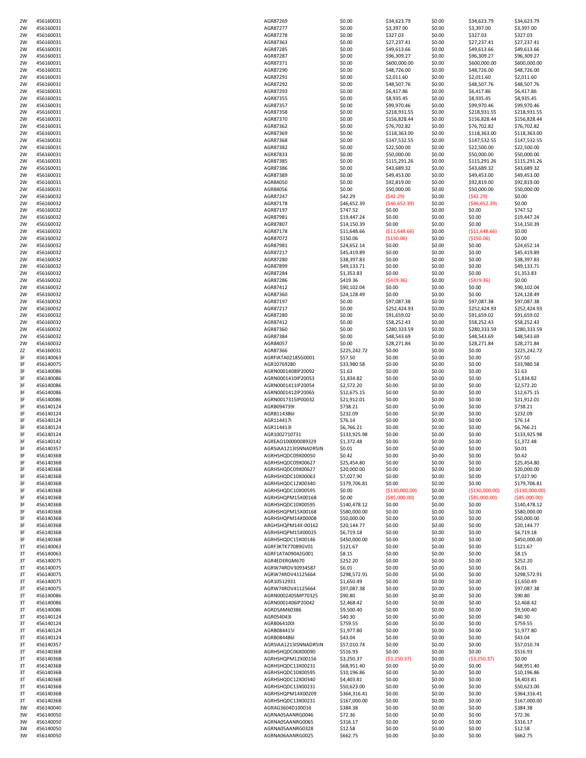| | | | | | | | |
|---|---|---|---|---|---|---|---|
| 2W | 456160031 | AGR87269 | $0.00 | $34,623.79 | $0.00 | $34,623.79 | $34,623.79 |
| 2W | 456160031 | AGR87277 | $0.00 | $3,397.00 | $0.00 | $3,397.00 | $3,397.00 |
| 2W | 456160031 | AGR87278 | $0.00 | $327.03 | $0.00 | $327.03 | $327.03 |
| 2W | 456160031 | AGR87363 | $0.00 | $27,237.41 | $0.00 | $27,237.41 | $27,237.41 |
| 2W | 456160031 | AGR87285 | $0.00 | $49,613.66 | $0.00 | $49,613.66 | $49,613.66 |
| 2W | 456160031 | AGR87287 | $0.00 | $96,309.27 | $0.00 | $96,309.27 | $96,309.27 |
| 2W | 456160031 | AGR87371 | $0.00 | $600,000.00 | $0.00 | $600,000.00 | $600,000.00 |
| 2W | 456160031 | AGR87290 | $0.00 | $48,726.00 | $0.00 | $48,726.00 | $48,726.00 |
| 2W | 456160031 | AGR87291 | $0.00 | $2,011.60 | $0.00 | $2,011.60 | $2,011.60 |
| 2W | 456160031 | AGR87292 | $0.00 | $48,507.76 | $0.00 | $48,507.76 | $48,507.76 |
| 2W | 456160031 | AGR87293 | $0.00 | $6,417.86 | $0.00 | $6,417.86 | $6,417.86 |
| 2W | 456160031 | AGR87355 | $0.00 | $8,935.45 | $0.00 | $8,935.45 | $8,935.45 |
| 2W | 456160031 | AGR87357 | $0.00 | $99,970.46 | $0.00 | $99,970.46 | $99,970.46 |
| 2W | 456160031 | AGR87358 | $0.00 | $218,931.55 | $0.00 | $218,931.55 | $218,931.55 |
| 2W | 456160031 | AGR87370 | $0.00 | $156,828.44 | $0.00 | $156,828.44 | $156,828.44 |
| 2W | 456160031 | AGR87362 | $0.00 | $76,702.82 | $0.00 | $76,702.82 | $76,702.82 |
| 2W | 456160031 | AGR87369 | $0.00 | $118,363.00 | $0.00 | $118,363.00 | $118,363.00 |
| 2W | 456160031 | AGR87368 | $0.00 | $147,532.55 | $0.00 | $147,532.55 | $147,532.55 |
| 2W | 456160031 | AGR87382 | $0.00 | $22,500.00 | $0.00 | $22,500.00 | $22,500.00 |
| 2W | 456160031 | AGR87833 | $0.00 | $50,000.00 | $0.00 | $50,000.00 | $50,000.00 |
| 2W | 456160031 | AGR87385 | $0.00 | $115,291.26 | $0.00 | $115,291.26 | $115,291.26 |
| 2W | 456160031 | AGR87386 | $0.00 | $43,689.32 | $0.00 | $43,689.32 | $43,689.32 |
| 2W | 456160031 | AGR87389 | $0.00 | $49,453.00 | $0.00 | $49,453.00 | $49,453.00 |
| 2W | 456160031 | AGR84050 | $0.00 | $92,819.00 | $0.00 | $92,819.00 | $92,819.00 |
| 2W | 456160031 | AGR84056 | $0.00 | $50,000.00 | $0.00 | $50,000.00 | $50,000.00 |
| 2W | 456160032 | AGR87247 | $42.29 | ($42.29) | $0.00 | ($42.29) | $0.00 |
| 2W | 456160032 | AGR87178 | $46,652.39 | ($46,652.39) | $0.00 | ($46,652.39) | $0.00 |
| 2W | 456160032 | AGR87197 | $747.52 | $0.00 | $0.00 | $0.00 | $747.52 |
| 2W | 456160032 | AGR87981 | $19,447.24 | $0.00 | $0.00 | $0.00 | $19,447.24 |
| 2W | 456160032 | AGR87807 | $14,150.39 | $0.00 | $0.00 | $0.00 | $14,150.39 |
| 2W | 456160032 | AGR87178 | $11,648.66 | ($11,648.66) | $0.00 | ($11,648.66) | $0.00 |
| 2W | 456160032 | AGR87072 | $150.06 | ($150.06) | $0.00 | ($150.06) | $0.00 |
| 2W | 456160032 | AGR87981 | $24,652.14 | $0.00 | $0.00 | $0.00 | $24,652.14 |
| 2W | 456160032 | AGR87217 | $45,419.89 | $0.00 | $0.00 | $0.00 | $45,419.89 |
| 2W | 456160032 | AGR87280 | $38,397.83 | $0.00 | $0.00 | $0.00 | $38,397.83 |
| 2W | 456160032 | AGR87899 | $49,133.71 | $0.00 | $0.00 | $0.00 | $49,133.71 |
| 2W | 456160032 | AGR87284 | $1,353.83 | $0.00 | $0.00 | $0.00 | $1,353.83 |
| 2W | 456160032 | AGR87286 | $419.36 | ($419.36) | $0.00 | ($419.36) | $0.00 |
| 2W | 456160032 | AGR87412 | $90,102.04 | $0.00 | $0.00 | $0.00 | $90,102.04 |
| 2W | 456160032 | AGR87360 | $24,128.49 | $0.00 | $0.00 | $0.00 | $24,128.49 |
| 2W | 456160032 | AGR87197 | $0.00 | $97,087.38 | $0.00 | $97,087.38 | $97,087.38 |
| 2W | 456160032 | AGR87217 | $0.00 | $252,424.93 | $0.00 | $252,424.93 | $252,424.93 |
| 2W | 456160032 | AGR87280 | $0.00 | $91,659.02 | $0.00 | $91,659.02 | $91,659.02 |
| 2W | 456160032 | AGR87412 | $0.00 | $58,252.43 | $0.00 | $58,252.43 | $58,252.43 |
| 2W | 456160032 | AGR87360 | $0.00 | $280,333.59 | $0.00 | $280,333.59 | $280,333.59 |
| 2W | 456160032 | AGR87384 | $0.00 | $48,543.69 | $0.00 | $48,543.69 | $48,543.69 |
| 2W | 456160032 | AGR84057 | $0.00 | $28,271.84 | $0.00 | $28,271.84 | $28,271.84 |
| 2Z | 456160031 | AGR87366 | $225,242.72 | $0.00 | $0.00 | $0.00 | $225,242.72 |
| 3F | 456140063 | AGRFIATA02185G0001 | $57.50 | $0.00 | $0.00 | $0.00 | $57.50 |
| 3F | 456140075 | AGR10769280 | $33,980.58 | $0.00 | $0.00 | $0.00 | $33,980.58 |
| 3F | 456140086 | AGRN0001408IP20092 | $1.63 | $0.00 | $0.00 | $0.00 | $1.63 |
| 3F | 456140086 | AGRN0001410IP20053 | $1,834.82 | $0.00 | $0.00 | $0.00 | $1,834.82 |
| 3F | 456140086 | AGRN0001411IP20054 | $2,572.20 | $0.00 | $0.00 | $0.00 | $2,572.20 |
| 3F | 456140086 | AGRN0001412IP20065 | $12,675.15 | $0.00 | $0.00 | $0.00 | $12,675.15 |
| 3F | 456140086 | AGRN0017315IP00032 | $21,912.01 | $0.00 | $0.00 | $0.00 | $21,912.01 |
| 3F | 456140124 | AGRB094739I | $738.21 | $0.00 | $0.00 | $0.00 | $738.21 |
| 3F | 456140124 | AGRB114386I | $232.09 | $0.00 | $0.00 | $0.00 | $232.09 |
| 3F | 456140124 | AGR114417I | $76.14 | $0.00 | $0.00 | $0.00 | $76.14 |
| 3F | 456140124 | AGR114413I | $6,766.21 | $0.00 | $0.00 | $0.00 | $6,766.21 |
| 3F | 456140124 | AGR1002710731 | $133,925.98 | $0.00 | $0.00 | $0.00 | $133,925.98 |
| 3F | 456140142 | AGREAO100000089329 | $1,372.48 | $0.00 | $0.00 | $0.00 | $1,372.48 |
| 3F | 456140357 | AGRSIAA1213ISNNADR5IN | $0.01 | $0.00 | $0.00 | $0.00 | $0.01 |
| 3F | 45614036B | AGRHSHQDC09X00050 | $0.42 | $0.00 | $0.00 | $0.00 | $0.42 |
| 3F | 45614036B | AGRHSHQDC09X00627 | $25,454.80 | $0.00 | $0.00 | $0.00 | $25,454.80 |
| 3F | 45614036B | AGRHSHQDC09X00627 | $20,000.00 | $0.00 | $0.00 | $0.00 | $20,000.00 |
| 3F | 45614036B | AGRHSHQDC10X00063 | $7,027.90 | $0.00 | $0.00 | $0.00 | $7,027.90 |
| 3F | 45614036B | AGRHSHQDC12X00340 | $179,706.81 | $0.00 | $0.00 | $0.00 | $179,706.81 |
| 3F | 45614036B | AGRHSHQDC10X00595 | $0.00 | ($130,000.00) | $0.00 | ($130,000.00) | ($130,000.00) |
| 3F | 45614036B | AGRHSHQPM15X00168 | $0.00 | ($85,000.00) | $0.00 | ($85,000.00) | ($85,000.00) |
| 3F | 45614036B | AGRHSHQDC10X00595 | $140,478.12 | $0.00 | $0.00 | $0.00 | $140,478.12 |
| 3F | 45614036B | AGRHSHQPM15X00168 | $580,000.00 | $0.00 | $0.00 | $0.00 | $580,000.00 |
| 3F | 45614036B | AGRHSHQPM14X00008 | $50,000.00 | $0.00 | $0.00 | $0.00 | $50,000.00 |
| 3F | 45614036B | ARGHSHQPM14X-00162 | $20,144.77 | $0.00 | $0.00 | $0.00 | $20,144.77 |
| 3F | 45614036B | AGRHSHQPM15X00025 | $6,719.18 | $0.00 | $0.00 | $0.00 | $6,719.18 |
| 3F | 45614036B | AGRHSHQDC15X00146 | $450,000.00 | $0.00 | $0.00 | $0.00 | $450,000.00 |
| 3T | 456140063 | AGRF3KTK77089GV01 | $121.67 | $0.00 | $0.00 | $0.00 | $121.67 |
| 3T | 456140063 | AGRF1ATA09042G001 | $8.15 | $0.00 | $0.00 | $0.00 | $8.15 |
| 3T | 456140075 | AGR4EDERGM670 | $252.20 | $0.00 | $0.00 | $0.00 | $252.20 |
| 3T | 456140075 | AGRW74RDV30934587 | $6.01 | $0.00 | $0.00 | $0.00 | $6.01 |
| 3T | 456140075 | AGRW74RDV41125664 | $298,572.91 | $0.00 | $0.00 | $0.00 | $298,572.91 |
| 3T | 456140075 | AGR10512931 | $1,650.49 | $0.00 | $0.00 | $0.00 | $1,650.49 |
| 3T | 456140075 | AGRW74RDV41125664 | $97,087.38 | $0.00 | $0.00 | $0.00 | $97,087.38 |
| 3T | 456140086 | AGRN0002405MP70325 | $90.80 | $0.00 | $0.00 | $0.00 | $90.80 |
| 3T | 456140086 | AGRN0001406IP20042 | $2,468.42 | $0.00 | $0.00 | $0.00 | $2,468.42 |
| 3T | 456140086 | AGRDSAM60386 | $9,500.40 | $0.00 | $0.00 | $0.00 | $9,500.40 |
| 3T | 456140124 | AGR054043I | $40.30 | $0.00 | $0.00 | $0.00 | $40.30 |
| 3T | 456140124 | AGRB064100I | $759.55 | $0.00 | $0.00 | $0.00 | $759.55 |
| 3T | 456140124 | AGRB084415I | $1,977.80 | $0.00 | $0.00 | $0.00 | $1,977.80 |
| 3T | 456140124 | AGRB084486I | $43.04 | $0.00 | $0.00 | $0.00 | $43.04 |
| 3T | 456140357 | AGRSIAA1213ISNNADR5IN | $57,010.74 | $0.00 | $0.00 | $0.00 | $57,010.74 |
| 3T | 45614036B | AGRHSHQDC06X00090 | $516.93 | $0.00 | $0.00 | $0.00 | $516.93 |
| 3T | 45614036B | AGRHSHQPM12X00156 | $3,250.37 | ($3,250.37) | $0.00 | ($3,250.37) | $0.00 |
| 3T | 45614036B | AGRHSHQDC13X00231 | $68,951.40 | $0.00 | $0.00 | $0.00 | $68,951.40 |
| 3T | 45614036B | AGRHSHQDC10X00595 | $10,196.86 | $0.00 | $0.00 | $0.00 | $10,196.86 |
| 3T | 45614036B | AGRHSHQDC12X00340 | $4,403.81 | $0.00 | $0.00 | $0.00 | $4,403.81 |
| 3T | 45614036B | AGRHSHQDC13X00231 | $50,623.00 | $0.00 | $0.00 | $0.00 | $50,623.00 |
| 3T | 45614036B | AGRHSHQPM14X00209 | $364,316.41 | $0.00 | $0.00 | $0.00 | $364,316.41 |
| 3T | 45614036B | AGRHSHQDC13X00231 | $167,000.00 | $0.00 | $0.00 | $0.00 | $167,000.00 |
| 3W | 456140040 | AGRAG3604D100016 | $384.38 | $0.00 | $0.00 | $0.00 | $384.38 |
| 3W | 456140050 | AGRNA05AANRG0046 | $72.36 | $0.00 | $0.00 | $0.00 | $72.36 |
| 3W | 456140050 | AGRNA05AANRG0065 | $316.17 | $0.00 | $0.00 | $0.00 | $316.17 |
| 3W | 456140050 | AGRNA05AANRG0328 | $12.58 | $0.00 | $0.00 | $0.00 | $12.58 |
| 3W | 456140050 | AGRNA06AANRG0025 | $662.75 | $0.00 | $0.00 | $0.00 | $662.75 |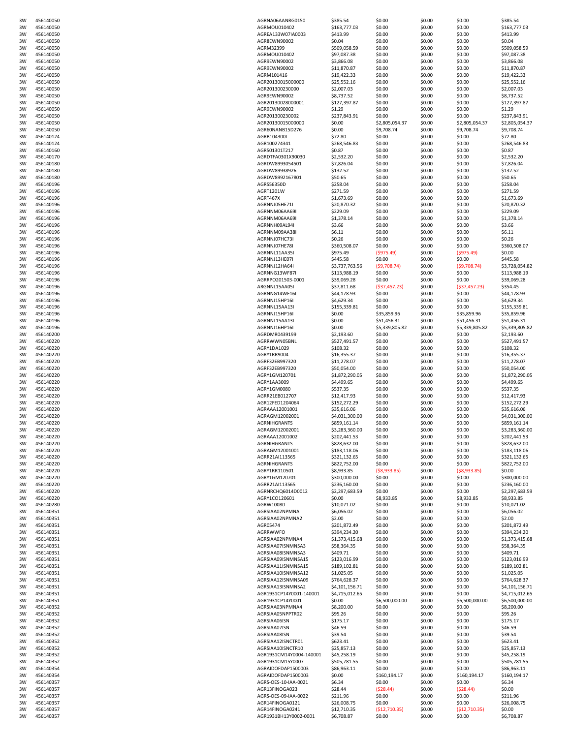| | | | | | | | |
|---|---|---|---|---|---|---|---|
| 3W | 456140050 | AGRNA06AANRG0150 | $385.54 | $0.00 | $0.00 | $0.00 | $385.54 |
| 3W | 456140050 | AGRMOU010402 | $163,777.03 | $0.00 | $0.00 | $0.00 | $163,777.03 |
| 3W | 456140050 | AGREA133W07IA0003 | $413.99 | $0.00 | $0.00 | $0.00 | $413.99 |
| 3W | 456140050 | AGR8EWN90002 | $0.04 | $0.00 | $0.00 | $0.00 | $0.04 |
| 3W | 456140050 | AGRM32399 | $509,058.59 | $0.00 | $0.00 | $0.00 | $509,058.59 |
| 3W | 456140050 | AGRMOU010402 | $97,087.38 | $0.00 | $0.00 | $0.00 | $97,087.38 |
| 3W | 456140050 | AGR9EWN90002 | $3,866.08 | $0.00 | $0.00 | $0.00 | $3,866.08 |
| 3W | 456140050 | AGR9EWN90002 | $11,870.87 | $0.00 | $0.00 | $0.00 | $11,870.87 |
| 3W | 456140050 | AGRM101416 | $19,422.33 | $0.00 | $0.00 | $0.00 | $19,422.33 |
| 3W | 456140050 | AGR20130015000000 | $25,552.16 | $0.00 | $0.00 | $0.00 | $25,552.16 |
| 3W | 456140050 | AGR201300230000 | $2,007.03 | $0.00 | $0.00 | $0.00 | $2,007.03 |
| 3W | 456140050 | AGR9EWN90002 | $8,737.52 | $0.00 | $0.00 | $0.00 | $8,737.52 |
| 3W | 456140050 | AGR20130028000001 | $127,397.87 | $0.00 | $0.00 | $0.00 | $127,397.87 |
| 3W | 456140050 | AGR9EWN90002 | $1.29 | $0.00 | $0.00 | $0.00 | $1.29 |
| 3W | 456140050 | AGR201300230002 | $237,843.91 | $0.00 | $0.00 | $0.00 | $237,843.91 |
| 3W | 456140050 | AGR20130015000000 | $0.00 | $2,805,054.37 | $0.00 | $2,805,054.37 | $2,805,054.37 |
| 3W | 456140050 | AGR60NANB15D276 | $0.00 | $9,708.74 | $0.00 | $9,708.74 | $9,708.74 |
| 3W | 456140124 | AGRB104300I | $72.80 | $0.00 | $0.00 | $0.00 | $72.80 |
| 3W | 456140124 | AGR100274341 | $268,546.83 | $0.00 | $0.00 | $0.00 | $268,546.83 |
| 3W | 456140160 | AGR501301T217 | $0.87 | $0.00 | $0.00 | $0.00 | $0.87 |
| 3W | 456140170 | AGRDTFA0301X90030 | $2,532.20 | $0.00 | $0.00 | $0.00 | $2,532.20 |
| 3W | 456140180 | AGRDW8993054501 | $7,826.04 | $0.00 | $0.00 | $0.00 | $7,826.04 |
| 3W | 456140180 | AGRDW89938926 | $132.52 | $0.00 | $0.00 | $0.00 | $132.52 |
| 3W | 456140180 | AGRDW8992167801 | $50.65 | $0.00 | $0.00 | $0.00 | $50.65 |
| 3W | 456140196 | AGRS56350D | $258.04 | $0.00 | $0.00 | $0.00 | $258.04 |
| 3W | 456140196 | AGRT1201W | $271.59 | $0.00 | $0.00 | $0.00 | $271.59 |
| 3W | 456140196 | AGRT467X | $1,673.69 | $0.00 | $0.00 | $0.00 | $1,673.69 |
| 3W | 456140196 | AGRNNJ05HE71I | $20,870.32 | $0.00 | $0.00 | $0.00 | $20,870.32 |
| 3W | 456140196 | AGRNNM06AA69I | $229.09 | $0.00 | $0.00 | $0.00 | $229.09 |
| 3W | 456140196 | AGRNNM06AA69I | $1,378.14 | $0.00 | $0.00 | $0.00 | $1,378.14 |
| 3W | 456140196 | AGRNNH09AL94I | $3.66 | $0.00 | $0.00 | $0.00 | $3.66 |
| 3W | 456140196 | AGRNNM09AA38I | $6.11 | $0.00 | $0.00 | $0.00 | $6.11 |
| 3W | 456140196 | AGRNNJ07HC73I | $0.26 | $0.00 | $0.00 | $0.00 | $0.26 |
| 3W | 456140196 | AGRNNJ07HE78I | $360,508.07 | $0.00 | $0.00 | $0.00 | $360,508.07 |
| 3W | 456140196 | AGRNNL11AA35I | $975.49 | ($975.49) | $0.00 | ($975.49) | $0.00 |
| 3W | 456140196 | AGRNNJ13HE07I | $445.58 | $0.00 | $0.00 | $0.00 | $445.58 |
| 3W | 456140196 | AGRNNJ12HA64I | $3,737,763.56 | ($9,708.74) | $0.00 | ($9,708.74) | $3,728,054.82 |
| 3W | 456140196 | AGRNNG13WF87I | $113,988.19 | $0.00 | $0.00 | $0.00 | $113,988.19 |
| 3W | 456140196 | AGRRPO201503-0001 | $39,069.28 | $0.00 | $0.00 | $0.00 | $39,069.28 |
| 3W | 456140196 | ARGNNL15AA05I | $37,811.68 | ($37,457.23) | $0.00 | ($37,457.23) | $354.45 |
| 3W | 456140196 | AGRNNG14WF16I | $44,178.93 | $0.00 | $0.00 | $0.00 | $44,178.93 |
| 3W | 456140196 | AGRNNJ15HP16I | $4,629.34 | $0.00 | $0.00 | $0.00 | $4,629.34 |
| 3W | 456140196 | AGRNNL15AA13I | $155,339.81 | $0.00 | $0.00 | $0.00 | $155,339.81 |
| 3W | 456140196 | AGRNNJ15HP16I | $0.00 | $35,859.96 | $0.00 | $35,859.96 | $35,859.96 |
| 3W | 456140196 | AGRNNL15AA13I | $0.00 | $51,456.31 | $0.00 | $51,456.31 | $51,456.31 |
| 3W | 456140196 | AGRNNJ16HP16I | $0.00 | $5,339,805.82 | $0.00 | $5,339,805.82 | $5,339,805.82 |
| 3W | 456140200 | AGRDMR0439199 | $2,193.60 | $0.00 | $0.00 | $0.00 | $2,193.60 |
| 3W | 456140220 | AGRRWWN05BNL | $527,491.57 | $0.00 | $0.00 | $0.00 | $527,491.57 |
| 3W | 456140220 | AGRY1DA1029 | $108.32 | $0.00 | $0.00 | $0.00 | $108.32 |
| 3W | 456140220 | AGRY1RR9004 | $16,355.37 | $0.00 | $0.00 | $0.00 | $16,355.37 |
| 3W | 456140220 | AGRF32EB997320 | $11,278.07 | $0.00 | $0.00 | $0.00 | $11,278.07 |
| 3W | 456140220 | AGRF32EB997320 | $50,054.00 | $0.00 | $0.00 | $0.00 | $50,054.00 |
| 3W | 456140220 | AGRY1GM120701 | $1,872,290.05 | $0.00 | $0.00 | $0.00 | $1,872,290.05 |
| 3W | 456140220 | AGRY1AA3009 | $4,499.65 | $0.00 | $0.00 | $0.00 | $4,499.65 |
| 3W | 456140220 | AGRY1GM0080 | $537.35 | $0.00 | $0.00 | $0.00 | $537.35 |
| 3W | 456140220 | AGRR21EB012707 | $12,417.93 | $0.00 | $0.00 | $0.00 | $12,417.93 |
| 3W | 456140220 | AGR12FED1204064 | $152,272.29 | $0.00 | $0.00 | $0.00 | $152,272.29 |
| 3W | 456140220 | AGRAAA12001001 | $35,616.06 | $0.00 | $0.00 | $0.00 | $35,616.06 |
| 3W | 456140220 | AGRAGM12002001 | $4,031,300.00 | $0.00 | $0.00 | $0.00 | $4,031,300.00 |
| 3W | 456140220 | AGRNIHGRANTS | $859,161.14 | $0.00 | $0.00 | $0.00 | $859,161.14 |
| 3W | 456140220 | AGRAGM12002001 | $3,283,360.00 | $0.00 | $0.00 | $0.00 | $3,283,360.00 |
| 3W | 456140220 | AGRAAA12001002 | $202,441.53 | $0.00 | $0.00 | $0.00 | $202,441.53 |
| 3W | 456140220 | AGRNIHGRANTS | $828,632.00 | $0.00 | $0.00 | $0.00 | $828,632.00 |
| 3W | 456140220 | AGRAGM12001001 | $183,118.06 | $0.00 | $0.00 | $0.00 | $183,118.06 |
| 3W | 456140220 | AGRR21AI113565 | $321,132.65 | $0.00 | $0.00 | $0.00 | $321,132.65 |
| 3W | 456140220 | AGRNIHGRANTS | $822,752.00 | $0.00 | $0.00 | $0.00 | $822,752.00 |
| 3W | 456140220 | AGRY1RR110501 | $8,933.85 | ($8,933.85) | $0.00 | ($8,933.85) | $0.00 |
| 3W | 456140220 | AGRY1GM120701 | $300,000.00 | $0.00 | $0.00 | $0.00 | $300,000.00 |
| 3W | 456140220 | AGRR21AI113565 | $236,160.00 | $0.00 | $0.00 | $0.00 | $236,160.00 |
| 3W | 456140220 | AGRNRCHQ6014D0012 | $2,297,683.59 | $0.00 | $0.00 | $0.00 | $2,297,683.59 |
| 3W | 456140220 | AGRY1CO120601 | $0.00 | $8,933.85 | $0.00 | $8,933.85 | $8,933.85 |
| 3W | 456140280 | AGRW10080 | $10,071.02 | $0.00 | $0.00 | $0.00 | $10,071.02 |
| 3W | 456140351 | AGRSIAA02NPMNA | $6,056.02 | $0.00 | $0.00 | $0.00 | $6,056.02 |
| 3W | 456140351 | AGRSIAA02NPMNA2 | $2.00 | $0.00 | $0.00 | $0.00 | $2.00 |
| 3W | 456140351 | AGR05474 | $201,872.49 | $0.00 | $0.00 | $0.00 | $201,872.49 |
| 3W | 456140351 | AGRRWWFO | $394,234.20 | $0.00 | $0.00 | $0.00 | $394,234.20 |
| 3W | 456140351 | AGRSIAA02NPMNA4 | $1,373,415.68 | $0.00 | $0.00 | $0.00 | $1,373,415.68 |
| 3W | 456140351 | AGRSIAA07ISNMNSA3 | $58,364.35 | $0.00 | $0.00 | $0.00 | $58,364.35 |
| 3W | 456140351 | AGRSIAA08ISNMNSA3 | $409.71 | $0.00 | $0.00 | $0.00 | $409.71 |
| 3W | 456140351 | AGRSIAA09ISNMNSA15 | $123,016.99 | $0.00 | $0.00 | $0.00 | $123,016.99 |
| 3W | 456140351 | AGRSIAA11ISNMNSA15 | $189,102.81 | $0.00 | $0.00 | $0.00 | $189,102.81 |
| 3W | 456140351 | AGRSIAA10ISNMNSA12 | $1,025.05 | $0.00 | $0.00 | $0.00 | $1,025.05 |
| 3W | 456140351 | AGRSIAA12ISNMNSA09 | $764,628.37 | $0.00 | $0.00 | $0.00 | $764,628.37 |
| 3W | 456140351 | AGRSIAA13ISNMNSA2 | $4,101,156.71 | $0.00 | $0.00 | $0.00 | $4,101,156.71 |
| 3W | 456140351 | AGR1931CP14Y0001-140001 | $4,715,012.65 | $0.00 | $0.00 | $0.00 | $4,715,012.65 |
| 3W | 456140351 | AGR1931CP14Y0001 | $0.00 | $6,500,000.00 | $0.00 | $6,500,000.00 | $6,500,000.00 |
| 3W | 456140352 | AGRSIAA03NPMNA4 | $8,200.00 | $0.00 | $0.00 | $0.00 | $8,200.00 |
| 3W | 456140352 | AGRSIAA05NPPTR02 | $95.26 | $0.00 | $0.00 | $0.00 | $95.26 |
| 3W | 456140352 | AGRSIAA06ISN | $175.17 | $0.00 | $0.00 | $0.00 | $175.17 |
| 3W | 456140352 | AGRSIAA07ISN | $46.59 | $0.00 | $0.00 | $0.00 | $46.59 |
| 3W | 456140352 | AGRSIAA08ISN | $39.54 | $0.00 | $0.00 | $0.00 | $39.54 |
| 3W | 456140352 | AGRSIAA12ISNCTR01 | $623.41 | $0.00 | $0.00 | $0.00 | $623.41 |
| 3W | 456140352 | AGRSIAA10ISNCTR10 | $25,857.13 | $0.00 | $0.00 | $0.00 | $25,857.13 |
| 3W | 456140352 | AGR1931CM14Y0004-140001 | $45,258.19 | $0.00 | $0.00 | $0.00 | $45,258.19 |
| 3W | 456140352 | AGR1931CM15Y0007 | $505,781.55 | $0.00 | $0.00 | $0.00 | $505,781.55 |
| 3W | 456140354 | AGRAIDOFDAP1500003 | $86,963.11 | $0.00 | $0.00 | $0.00 | $86,963.11 |
| 3W | 456140354 | AGRAIDOFDAP1500003 | $0.00 | $160,194.17 | $0.00 | $160,194.17 | $160,194.17 |
| 3W | 456140357 | AGRS-OES-10-IAA-0021 | $6.34 | $0.00 | $0.00 | $0.00 | $6.34 |
| 3W | 456140357 | AGR13FINOGA023 | $28.44 | ($28.44) | $0.00 | ($28.44) | $0.00 |
| 3W | 456140357 | AGRS-OES-09-IAA-0022 | $211.96 | $0.00 | $0.00 | $0.00 | $211.96 |
| 3W | 456140357 | AGR14FINOGA0121 | $26,008.75 | $0.00 | $0.00 | $0.00 | $26,008.75 |
| 3W | 456140357 | AGR14FINOGA0241 | $12,710.35 | ($12,710.35) | $0.00 | ($12,710.35) | $0.00 |
| 3W | 456140357 | AGR1931BH13Y0002-0001 | $6,708.87 | $0.00 | $0.00 | $0.00 | $6,708.87 |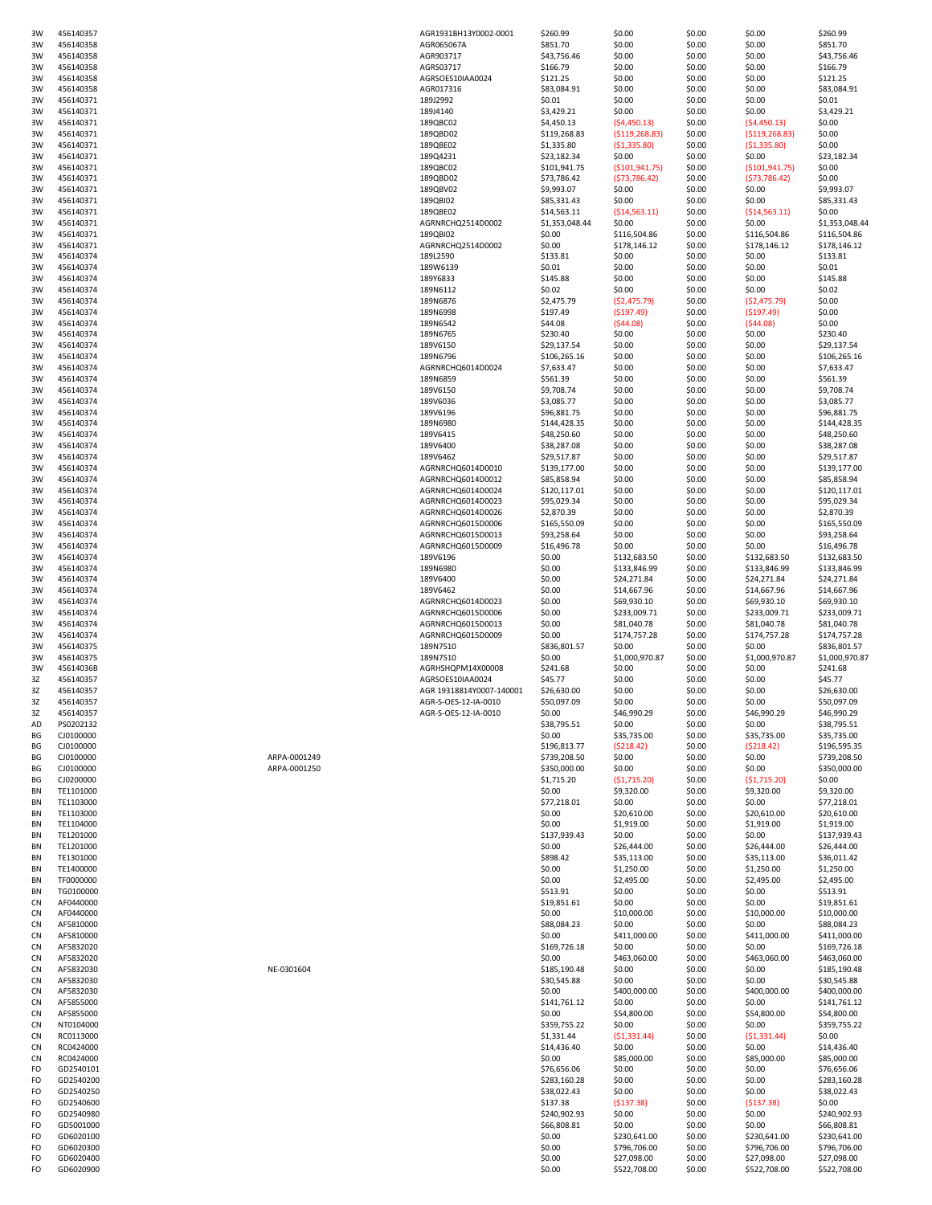| | | | | | | | | |
|---|---|---|---|---|---|---|---|---|
| 3W | 456140357 | | AGR1931BH13Y0002-0001 | $260.99 | $0.00 | $0.00 | $0.00 | $260.99 |
| 3W | 456140358 | | AGR065067A | $851.70 | $0.00 | $0.00 | $0.00 | $851.70 |
| 3W | 456140358 | | AGR903717 | $43,756.46 | $0.00 | $0.00 | $0.00 | $43,756.46 |
| 3W | 456140358 | | AGRS03717 | $166.79 | $0.00 | $0.00 | $0.00 | $166.79 |
| 3W | 456140358 | | AGRSOES10IAA0024 | $121.25 | $0.00 | $0.00 | $0.00 | $121.25 |
| 3W | 456140358 | | AGR017316 | $83,084.91 | $0.00 | $0.00 | $0.00 | $83,084.91 |
| 3W | 456140371 | | 189J2992 | $0.01 | $0.00 | $0.00 | $0.00 | $0.01 |
| 3W | 456140371 | | 189J4140 | $3,429.21 | $0.00 | $0.00 | $0.00 | $3,429.21 |
| 3W | 456140371 | | 189QBC02 | $4,450.13 | ($4,450.13) | $0.00 | ($4,450.13) | $0.00 |
| 3W | 456140371 | | 189QBD02 | $119,268.83 | ($119,268.83) | $0.00 | ($119,268.83) | $0.00 |
| 3W | 456140371 | | 189QBE02 | $1,335.80 | ($1,335.80) | $0.00 | ($1,335.80) | $0.00 |
| 3W | 456140371 | | 189Q4231 | $23,182.34 | $0.00 | $0.00 | $0.00 | $23,182.34 |
| 3W | 456140371 | | 189QBC02 | $101,941.75 | ($101,941.75) | $0.00 | ($101,941.75) | $0.00 |
| 3W | 456140371 | | 189QBD02 | $73,786.42 | ($73,786.42) | $0.00 | ($73,786.42) | $0.00 |
| 3W | 456140371 | | 189QBV02 | $9,993.07 | $0.00 | $0.00 | $0.00 | $9,993.07 |
| 3W | 456140371 | | 189QBI02 | $85,331.43 | $0.00 | $0.00 | $0.00 | $85,331.43 |
| 3W | 456140371 | | 189QBE02 | $14,563.11 | ($14,563.11) | $0.00 | ($14,563.11) | $0.00 |
| 3W | 456140371 | | AGRNRCHQ2514D0002 | $1,353,048.44 | $0.00 | $0.00 | $0.00 | $1,353,048.44 |
| 3W | 456140371 | | 189QBI02 | $0.00 | $116,504.86 | $0.00 | $116,504.86 | $116,504.86 |
| 3W | 456140371 | | AGRNRCHQ2514D0002 | $0.00 | $178,146.12 | $0.00 | $178,146.12 | $178,146.12 |
| 3W | 456140374 | | 189L2590 | $133.81 | $0.00 | $0.00 | $0.00 | $133.81 |
| 3W | 456140374 | | 189W6139 | $0.01 | $0.00 | $0.00 | $0.00 | $0.01 |
| 3W | 456140374 | | 189Y6833 | $145.88 | $0.00 | $0.00 | $0.00 | $145.88 |
| 3W | 456140374 | | 189N6112 | $0.02 | $0.00 | $0.00 | $0.00 | $0.02 |
| 3W | 456140374 | | 189N6876 | $2,475.79 | ($2,475.79) | $0.00 | ($2,475.79) | $0.00 |
| 3W | 456140374 | | 189N6998 | $197.49 | ($197.49) | $0.00 | ($197.49) | $0.00 |
| 3W | 456140374 | | 189N6542 | $44.08 | ($44.08) | $0.00 | ($44.08) | $0.00 |
| 3W | 456140374 | | 189N6765 | $230.40 | $0.00 | $0.00 | $0.00 | $230.40 |
| 3W | 456140374 | | 189V6150 | $29,137.54 | $0.00 | $0.00 | $0.00 | $29,137.54 |
| 3W | 456140374 | | 189N6796 | $106,265.16 | $0.00 | $0.00 | $0.00 | $106,265.16 |
| 3W | 456140374 | | AGRNRCHQ6014D0024 | $7,633.47 | $0.00 | $0.00 | $0.00 | $7,633.47 |
| 3W | 456140374 | | 189N6859 | $561.39 | $0.00 | $0.00 | $0.00 | $561.39 |
| 3W | 456140374 | | 189V6150 | $9,708.74 | $0.00 | $0.00 | $0.00 | $9,708.74 |
| 3W | 456140374 | | 189V6036 | $3,085.77 | $0.00 | $0.00 | $0.00 | $3,085.77 |
| 3W | 456140374 | | 189V6196 | $96,881.75 | $0.00 | $0.00 | $0.00 | $96,881.75 |
| 3W | 456140374 | | 189N6980 | $144,428.35 | $0.00 | $0.00 | $0.00 | $144,428.35 |
| 3W | 456140374 | | 189V6415 | $48,250.60 | $0.00 | $0.00 | $0.00 | $48,250.60 |
| 3W | 456140374 | | 189V6400 | $38,287.08 | $0.00 | $0.00 | $0.00 | $38,287.08 |
| 3W | 456140374 | | 189V6462 | $29,517.87 | $0.00 | $0.00 | $0.00 | $29,517.87 |
| 3W | 456140374 | | AGRNRCHQ6014D0010 | $139,177.00 | $0.00 | $0.00 | $0.00 | $139,177.00 |
| 3W | 456140374 | | AGRNRCHQ6014D0012 | $85,858.94 | $0.00 | $0.00 | $0.00 | $85,858.94 |
| 3W | 456140374 | | AGRNRCHQ6014D0024 | $120,117.01 | $0.00 | $0.00 | $0.00 | $120,117.01 |
| 3W | 456140374 | | AGRNRCHQ6014D0023 | $95,029.34 | $0.00 | $0.00 | $0.00 | $95,029.34 |
| 3W | 456140374 | | AGRNRCHQ6014D0026 | $2,870.39 | $0.00 | $0.00 | $0.00 | $2,870.39 |
| 3W | 456140374 | | AGRNRCHQ6015D0006 | $165,550.09 | $0.00 | $0.00 | $0.00 | $165,550.09 |
| 3W | 456140374 | | AGRNRCHQ6015D0013 | $93,258.64 | $0.00 | $0.00 | $0.00 | $93,258.64 |
| 3W | 456140374 | | AGRNRCHQ6015D0009 | $16,496.78 | $0.00 | $0.00 | $0.00 | $16,496.78 |
| 3W | 456140374 | | 189V6196 | $0.00 | $132,683.50 | $0.00 | $132,683.50 | $132,683.50 |
| 3W | 456140374 | | 189N6980 | $0.00 | $133,846.99 | $0.00 | $133,846.99 | $133,846.99 |
| 3W | 456140374 | | 189V6400 | $0.00 | $24,271.84 | $0.00 | $24,271.84 | $24,271.84 |
| 3W | 456140374 | | 189V6462 | $0.00 | $14,667.96 | $0.00 | $14,667.96 | $14,667.96 |
| 3W | 456140374 | | AGRNRCHQ6014D0023 | $0.00 | $69,930.10 | $0.00 | $69,930.10 | $69,930.10 |
| 3W | 456140374 | | AGRNRCHQ6015D0006 | $0.00 | $233,009.71 | $0.00 | $233,009.71 | $233,009.71 |
| 3W | 456140374 | | AGRNRCHQ6015D0013 | $0.00 | $81,040.78 | $0.00 | $81,040.78 | $81,040.78 |
| 3W | 456140374 | | AGRNRCHQ6015D0009 | $0.00 | $174,757.28 | $0.00 | $174,757.28 | $174,757.28 |
| 3W | 456140375 | | 189N7510 | $836,801.57 | $0.00 | $0.00 | $0.00 | $836,801.57 |
| 3W | 456140375 | | 189N7510 | $0.00 | $1,000,970.87 | $0.00 | $1,000,970.87 | $1,000,970.87 |
| 3W | 456140368 | | AGRHSHQPM14X00008 | $241.68 | $0.00 | $0.00 | $0.00 | $241.68 |
| 3Z | 456140357 | | AGRSOES10IAA0024 | $45.77 | $0.00 | $0.00 | $0.00 | $45.77 |
| 3Z | 456140357 | | AGR 19318814Y0007-140001 | $26,630.00 | $0.00 | $0.00 | $0.00 | $26,630.00 |
| 3Z | 456140357 | | AGR-S-OES-12-IA-0010 | $50,097.09 | $0.00 | $0.00 | $0.00 | $50,097.09 |
| 3Z | 456140357 | | AGR-S-OES-12-IA-0010 | $0.00 | $46,990.29 | $0.00 | $46,990.29 | $46,990.29 |
| AD | PS0202132 | | | $38,795.51 | $0.00 | $0.00 | $0.00 | $38,795.51 |
| BG | CJ0100000 | | | $0.00 | $35,735.00 | $0.00 | $35,735.00 | $35,735.00 |
| BG | CJ0100000 | | | $196,813.77 | ($218.42) | $0.00 | ($218.42) | $196,595.35 |
| BG | CJ0100000 | ARPA-0001249 | | $739,208.50 | $0.00 | $0.00 | $0.00 | $739,208.50 |
| BG | CJ0100000 | ARPA-0001250 | | $350,000.00 | $0.00 | $0.00 | $0.00 | $350,000.00 |
| BG | CJ0200000 | | | $1,715.20 | ($1,715.20) | $0.00 | ($1,715.20) | $0.00 |
| BN | TE1101000 | | | $0.00 | $9,320.00 | $0.00 | $9,320.00 | $9,320.00 |
| BN | TE1103000 | | | $77,218.01 | $0.00 | $0.00 | $0.00 | $77,218.01 |
| BN | TE1103000 | | | $0.00 | $20,610.00 | $0.00 | $20,610.00 | $20,610.00 |
| BN | TE1104000 | | | $0.00 | $1,919.00 | $0.00 | $1,919.00 | $1,919.00 |
| BN | TE1201000 | | | $137,939.43 | $0.00 | $0.00 | $0.00 | $137,939.43 |
| BN | TE1201000 | | | $0.00 | $26,444.00 | $0.00 | $26,444.00 | $26,444.00 |
| BN | TE1301000 | | | $898.42 | $35,113.00 | $0.00 | $35,113.00 | $36,011.42 |
| BN | TE1400000 | | | $0.00 | $1,250.00 | $0.00 | $1,250.00 | $1,250.00 |
| BN | TF0000000 | | | $0.00 | $2,495.00 | $0.00 | $2,495.00 | $2,495.00 |
| BN | TG0100000 | | | $513.91 | $0.00 | $0.00 | $0.00 | $513.91 |
| CN | AF0440000 | | | $19,851.61 | $0.00 | $0.00 | $0.00 | $19,851.61 |
| CN | AF0440000 | | | $0.00 | $10,000.00 | $0.00 | $10,000.00 | $10,000.00 |
| CN | AF5810000 | | | $88,084.23 | $0.00 | $0.00 | $0.00 | $88,084.23 |
| CN | AF5810000 | | | $0.00 | $411,000.00 | $0.00 | $411,000.00 | $411,000.00 |
| CN | AF5832020 | | | $169,726.18 | $0.00 | $0.00 | $0.00 | $169,726.18 |
| CN | AF5832020 | | | $0.00 | $463,060.00 | $0.00 | $463,060.00 | $463,060.00 |
| CN | AF5832030 | NE-0301604 | | $185,190.48 | $0.00 | $0.00 | $0.00 | $185,190.48 |
| CN | AF5832030 | | | $30,545.88 | $0.00 | $0.00 | $0.00 | $30,545.88 |
| CN | AF5832030 | | | $0.00 | $400,000.00 | $0.00 | $400,000.00 | $400,000.00 |
| CN | AF5855000 | | | $141,761.12 | $0.00 | $0.00 | $0.00 | $141,761.12 |
| CN | AF5855000 | | | $0.00 | $54,800.00 | $0.00 | $54,800.00 | $54,800.00 |
| CN | NT0104000 | | | $359,755.22 | $0.00 | $0.00 | $0.00 | $359,755.22 |
| CN | RC0113000 | | | $1,331.44 | ($1,331.44) | $0.00 | ($1,331.44) | $0.00 |
| CN | RC0424000 | | | $14,436.40 | $0.00 | $0.00 | $0.00 | $14,436.40 |
| CN | RC0424000 | | | $0.00 | $85,000.00 | $0.00 | $85,000.00 | $85,000.00 |
| FO | GD2540101 | | | $76,656.06 | $0.00 | $0.00 | $0.00 | $76,656.06 |
| FO | GD2540200 | | | $283,160.28 | $0.00 | $0.00 | $0.00 | $283,160.28 |
| FO | GD2540250 | | | $38,022.43 | $0.00 | $0.00 | $0.00 | $38,022.43 |
| FO | GD2540600 | | | $137.38 | ($137.38) | $0.00 | ($137.38) | $0.00 |
| FO | GD2540980 | | | $240,902.93 | $0.00 | $0.00 | $0.00 | $240,902.93 |
| FO | GD5001000 | | | $66,808.81 | $0.00 | $0.00 | $0.00 | $66,808.81 |
| FO | GD6020100 | | | $0.00 | $230,641.00 | $0.00 | $230,641.00 | $230,641.00 |
| FO | GD6020300 | | | $0.00 | $796,706.00 | $0.00 | $796,706.00 | $796,706.00 |
| FO | GD6020400 | | | $0.00 | $27,098.00 | $0.00 | $27,098.00 | $27,098.00 |
| FO | GD6020900 | | | $0.00 | $522,708.00 | $0.00 | $522,708.00 | $522,708.00 |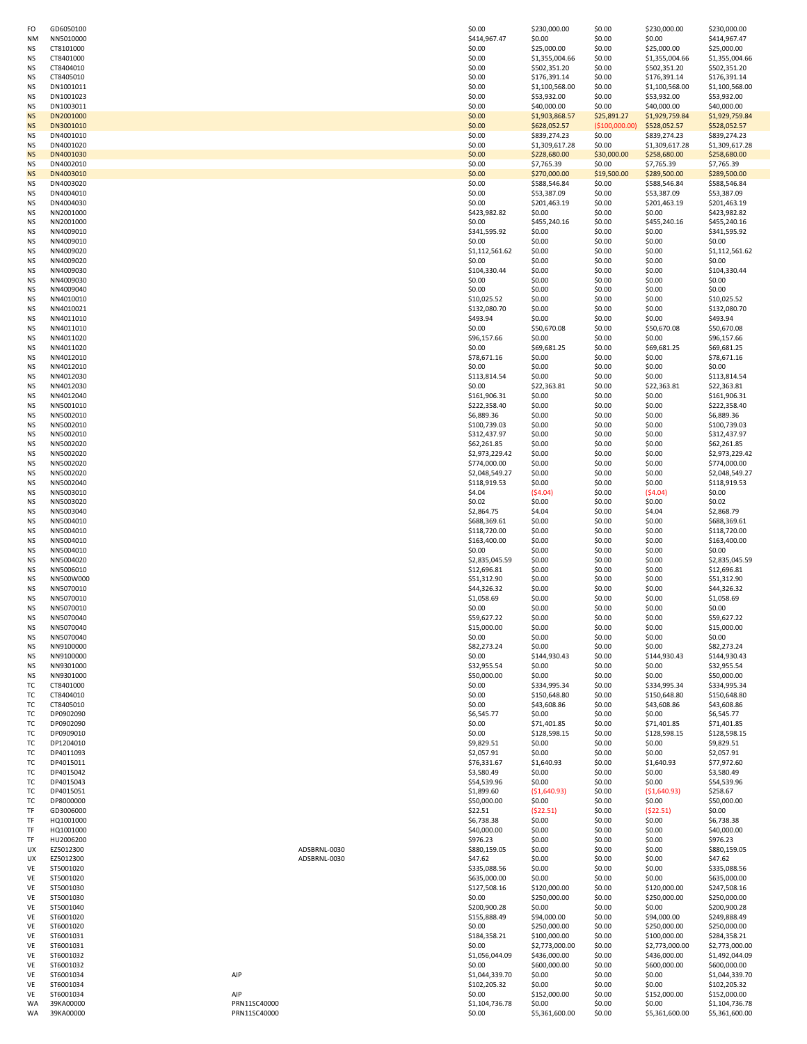| | | | | | | | | |
|---|---|---|---|---|---|---|---|---|
| FO | GD6050100 | | | $0.00 | $230,000.00 | $0.00 | $230,000.00 | $230,000.00 |
| NM | NN5010000 | | | $414,967.47 | $0.00 | $0.00 | $0.00 | $414,967.47 |
| NS | CT8101000 | | | $0.00 | $25,000.00 | $0.00 | $25,000.00 | $25,000.00 |
| NS | CT8401000 | | | $0.00 | $1,355,004.66 | $0.00 | $1,355,004.66 | $1,355,004.66 |
| NS | CT8404010 | | | $0.00 | $502,351.20 | $0.00 | $502,351.20 | $502,351.20 |
| NS | CT8405010 | | | $0.00 | $176,391.14 | $0.00 | $176,391.14 | $176,391.14 |
| NS | DN1001011 | | | $0.00 | $1,100,568.00 | $0.00 | $1,100,568.00 | $1,100,568.00 |
| NS | DN1001023 | | | $0.00 | $53,932.00 | $0.00 | $53,932.00 | $53,932.00 |
| NS | DN1003011 | | | $0.00 | $40,000.00 | $0.00 | $40,000.00 | $40,000.00 |
| NS | DN2001000 | | | $0.00 | $1,903,868.57 | $25,891.27 | $1,929,759.84 | $1,929,759.84 |
| NS | DN3001010 | | | $0.00 | $628,052.57 | ($100,000.00) | $528,052.57 | $528,052.57 |
| NS | DN4001010 | | | $0.00 | $839,274.23 | $0.00 | $839,274.23 | $839,274.23 |
| NS | DN4001020 | | | $0.00 | $1,309,617.28 | $0.00 | $1,309,617.28 | $1,309,617.28 |
| NS | DN4001030 | | | $0.00 | $228,680.00 | $30,000.00 | $258,680.00 | $258,680.00 |
| NS | DN4002010 | | | $0.00 | $7,765.39 | $0.00 | $7,765.39 | $7,765.39 |
| NS | DN4003010 | | | $0.00 | $270,000.00 | $19,500.00 | $289,500.00 | $289,500.00 |
| NS | DN4003020 | | | $0.00 | $588,546.84 | $0.00 | $588,546.84 | $588,546.84 |
| NS | DN4004010 | | | $0.00 | $53,387.09 | $0.00 | $53,387.09 | $53,387.09 |
| NS | DN4004030 | | | $0.00 | $201,463.19 | $0.00 | $201,463.19 | $201,463.19 |
| NS | NN2001000 | | | $423,982.82 | $0.00 | $0.00 | $0.00 | $423,982.82 |
| NS | NN2001000 | | | $0.00 | $455,240.16 | $0.00 | $455,240.16 | $455,240.16 |
| NS | NN4009010 | | | $341,595.92 | $0.00 | $0.00 | $0.00 | $341,595.92 |
| NS | NN4009010 | | | $0.00 | $0.00 | $0.00 | $0.00 | $0.00 |
| NS | NN4009020 | | | $1,112,561.62 | $0.00 | $0.00 | $0.00 | $1,112,561.62 |
| NS | NN4009020 | | | $0.00 | $0.00 | $0.00 | $0.00 | $0.00 |
| NS | NN4009030 | | | $104,330.44 | $0.00 | $0.00 | $0.00 | $104,330.44 |
| NS | NN4009030 | | | $0.00 | $0.00 | $0.00 | $0.00 | $0.00 |
| NS | NN4009040 | | | $0.00 | $0.00 | $0.00 | $0.00 | $0.00 |
| NS | NN4010010 | | | $10,025.52 | $0.00 | $0.00 | $0.00 | $10,025.52 |
| NS | NN4010021 | | | $132,080.70 | $0.00 | $0.00 | $0.00 | $132,080.70 |
| NS | NN4011010 | | | $493.94 | $0.00 | $0.00 | $0.00 | $493.94 |
| NS | NN4011010 | | | $0.00 | $50,670.08 | $0.00 | $50,670.08 | $50,670.08 |
| NS | NN4011020 | | | $96,157.66 | $0.00 | $0.00 | $0.00 | $96,157.66 |
| NS | NN4011020 | | | $0.00 | $69,681.25 | $0.00 | $69,681.25 | $69,681.25 |
| NS | NN4012010 | | | $78,671.16 | $0.00 | $0.00 | $0.00 | $78,671.16 |
| NS | NN4012010 | | | $0.00 | $0.00 | $0.00 | $0.00 | $0.00 |
| NS | NN4012030 | | | $113,814.54 | $0.00 | $0.00 | $0.00 | $113,814.54 |
| NS | NN4012030 | | | $0.00 | $22,363.81 | $0.00 | $22,363.81 | $22,363.81 |
| NS | NN4012040 | | | $161,906.31 | $0.00 | $0.00 | $0.00 | $161,906.31 |
| NS | NN5001010 | | | $222,358.40 | $0.00 | $0.00 | $0.00 | $222,358.40 |
| NS | NN5002010 | | | $6,889.36 | $0.00 | $0.00 | $0.00 | $6,889.36 |
| NS | NN5002010 | | | $100,739.03 | $0.00 | $0.00 | $0.00 | $100,739.03 |
| NS | NN5002010 | | | $312,437.97 | $0.00 | $0.00 | $0.00 | $312,437.97 |
| NS | NN5002020 | | | $62,261.85 | $0.00 | $0.00 | $0.00 | $62,261.85 |
| NS | NN5002020 | | | $2,973,229.42 | $0.00 | $0.00 | $0.00 | $2,973,229.42 |
| NS | NN5002020 | | | $774,000.00 | $0.00 | $0.00 | $0.00 | $774,000.00 |
| NS | NN5002020 | | | $2,048,549.27 | $0.00 | $0.00 | $0.00 | $2,048,549.27 |
| NS | NN5002040 | | | $118,919.53 | $0.00 | $0.00 | $0.00 | $118,919.53 |
| NS | NN5003010 | | | $4.04 | ($4.04) | $0.00 | ($4.04) | $0.00 |
| NS | NN5003020 | | | $0.02 | $0.00 | $0.00 | $0.00 | $0.02 |
| NS | NN5003040 | | | $2,864.75 | $4.04 | $0.00 | $4.04 | $2,868.79 |
| NS | NN5004010 | | | $688,369.61 | $0.00 | $0.00 | $0.00 | $688,369.61 |
| NS | NN5004010 | | | $118,720.00 | $0.00 | $0.00 | $0.00 | $118,720.00 |
| NS | NN5004010 | | | $163,400.00 | $0.00 | $0.00 | $0.00 | $163,400.00 |
| NS | NN5004010 | | | $0.00 | $0.00 | $0.00 | $0.00 | $0.00 |
| NS | NN5004020 | | | $2,835,045.59 | $0.00 | $0.00 | $0.00 | $2,835,045.59 |
| NS | NN5006010 | | | $12,696.81 | $0.00 | $0.00 | $0.00 | $12,696.81 |
| NS | NN500W000 | | | $51,312.90 | $0.00 | $0.00 | $0.00 | $51,312.90 |
| NS | NN5070010 | | | $44,326.32 | $0.00 | $0.00 | $0.00 | $44,326.32 |
| NS | NN5070010 | | | $1,058.69 | $0.00 | $0.00 | $0.00 | $1,058.69 |
| NS | NN5070010 | | | $0.00 | $0.00 | $0.00 | $0.00 | $0.00 |
| NS | NN5070040 | | | $59,627.22 | $0.00 | $0.00 | $0.00 | $59,627.22 |
| NS | NN5070040 | | | $15,000.00 | $0.00 | $0.00 | $0.00 | $15,000.00 |
| NS | NN5070040 | | | $0.00 | $0.00 | $0.00 | $0.00 | $0.00 |
| NS | NN9100000 | | | $82,273.24 | $0.00 | $0.00 | $0.00 | $82,273.24 |
| NS | NN9100000 | | | $0.00 | $144,930.43 | $0.00 | $144,930.43 | $144,930.43 |
| NS | NN9301000 | | | $32,955.54 | $0.00 | $0.00 | $0.00 | $32,955.54 |
| NS | NN9301000 | | | $50,000.00 | $0.00 | $0.00 | $0.00 | $50,000.00 |
| TC | CT8401000 | | | $0.00 | $334,995.34 | $0.00 | $334,995.34 | $334,995.34 |
| TC | CT8404010 | | | $0.00 | $150,648.80 | $0.00 | $150,648.80 | $150,648.80 |
| TC | CT8405010 | | | $0.00 | $43,608.86 | $0.00 | $43,608.86 | $43,608.86 |
| TC | DP0902090 | | | $6,545.77 | $0.00 | $0.00 | $0.00 | $6,545.77 |
| TC | DP0902090 | | | $0.00 | $71,401.85 | $0.00 | $71,401.85 | $71,401.85 |
| TC | DP0909010 | | | $0.00 | $128,598.15 | $0.00 | $128,598.15 | $128,598.15 |
| TC | DP1204010 | | | $9,829.51 | $0.00 | $0.00 | $0.00 | $9,829.51 |
| TC | DP4011093 | | | $2,057.91 | $0.00 | $0.00 | $0.00 | $2,057.91 |
| TC | DP4015011 | | | $76,331.67 | $1,640.93 | $0.00 | $1,640.93 | $77,972.60 |
| TC | DP4015042 | | | $3,580.49 | $0.00 | $0.00 | $0.00 | $3,580.49 |
| TC | DP4015043 | | | $54,539.96 | $0.00 | $0.00 | $0.00 | $54,539.96 |
| TC | DP4015051 | | | $1,899.60 | ($1,640.93) | $0.00 | ($1,640.93) | $258.67 |
| TC | DP8000000 | | | $50,000.00 | $0.00 | $0.00 | $0.00 | $50,000.00 |
| TF | GD3006000 | | | $22.51 | ($22.51) | $0.00 | ($22.51) | $0.00 |
| TF | HQ1001000 | | | $6,738.38 | $0.00 | $0.00 | $0.00 | $6,738.38 |
| TF | HQ1001000 | | | $40,000.00 | $0.00 | $0.00 | $0.00 | $40,000.00 |
| TF | HU2006200 | | | $976.23 | $0.00 | $0.00 | $0.00 | $976.23 |
| UX | EZ5012300 | | ADSBRNL-0030 | $880,159.05 | $0.00 | $0.00 | $0.00 | $880,159.05 |
| UX | EZ5012300 | | ADSBRNL-0030 | $47.62 | $0.00 | $0.00 | $0.00 | $47.62 |
| VE | ST5001020 | | | $335,088.56 | $0.00 | $0.00 | $0.00 | $335,088.56 |
| VE | ST5001020 | | | $635,000.00 | $0.00 | $0.00 | $0.00 | $635,000.00 |
| VE | ST5001030 | | | $127,508.16 | $120,000.00 | $0.00 | $120,000.00 | $247,508.16 |
| VE | ST5001030 | | | $0.00 | $250,000.00 | $0.00 | $250,000.00 | $250,000.00 |
| VE | ST5001040 | | | $200,900.28 | $0.00 | $0.00 | $0.00 | $200,900.28 |
| VE | ST6001020 | | | $155,888.49 | $94,000.00 | $0.00 | $94,000.00 | $249,888.49 |
| VE | ST6001020 | | | $0.00 | $250,000.00 | $0.00 | $250,000.00 | $250,000.00 |
| VE | ST6001031 | | | $184,358.21 | $100,000.00 | $0.00 | $100,000.00 | $284,358.21 |
| VE | ST6001031 | | | $0.00 | $2,773,000.00 | $0.00 | $2,773,000.00 | $2,773,000.00 |
| VE | ST6001032 | | | $1,056,044.09 | $436,000.00 | $0.00 | $436,000.00 | $1,492,044.09 |
| VE | ST6001032 | | | $0.00 | $600,000.00 | $0.00 | $600,000.00 | $600,000.00 |
| VE | ST6001034 | AIP | | $1,044,339.70 | $0.00 | $0.00 | $0.00 | $1,044,339.70 |
| VE | ST6001034 | | | $102,205.32 | $0.00 | $0.00 | $0.00 | $102,205.32 |
| VE | ST6001034 | AIP | | $0.00 | $152,000.00 | $0.00 | $152,000.00 | $152,000.00 |
| WA | 39KA00000 | PRN11SC40000 | | $1,104,736.78 | $0.00 | $0.00 | $0.00 | $1,104,736.78 |
| WA | 39KA00000 | PRN11SC40000 | | $0.00 | $5,361,600.00 | $0.00 | $5,361,600.00 | $5,361,600.00 |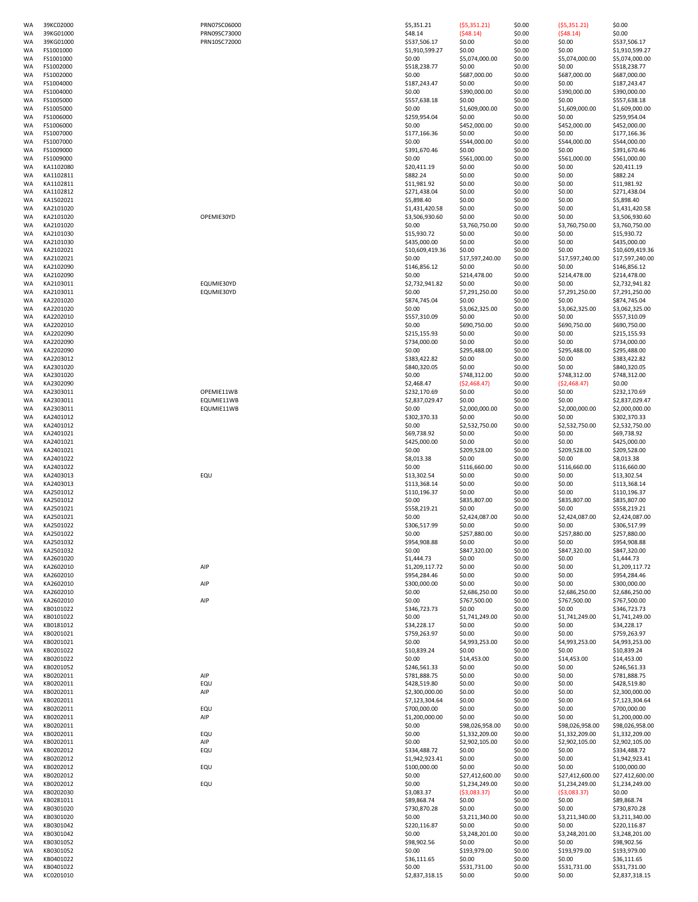| | | | | | | | |
|---|---|---|---|---|---|---|---|
| WA | 39KC02000 | PRN07SC06000 | $5,351.21 | ($5,351.21) | $0.00 | ($5,351.21) | $0.00 |
| WA | 39KG01000 | PRN09SC73000 | $48.14 | ($48.14) | $0.00 | ($48.14) | $0.00 |
| WA | 39KG01000 | PRN10SC72000 | $537,506.17 | $0.00 | $0.00 | $0.00 | $537,506.17 |
| WA | FS1001000 | | $1,910,599.27 | $0.00 | $0.00 | $0.00 | $1,910,599.27 |
| WA | FS1001000 | | $0.00 | $5,074,000.00 | $0.00 | $5,074,000.00 | $5,074,000.00 |
| WA | FS1002000 | | $518,238.77 | $0.00 | $0.00 | $0.00 | $518,238.77 |
| WA | FS1002000 | | $0.00 | $687,000.00 | $0.00 | $687,000.00 | $687,000.00 |
| WA | FS1004000 | | $187,243.47 | $0.00 | $0.00 | $0.00 | $187,243.47 |
| WA | FS1004000 | | $0.00 | $390,000.00 | $0.00 | $390,000.00 | $390,000.00 |
| WA | FS1005000 | | $557,638.18 | $0.00 | $0.00 | $0.00 | $557,638.18 |
| WA | FS1005000 | | $0.00 | $1,609,000.00 | $0.00 | $1,609,000.00 | $1,609,000.00 |
| WA | FS1006000 | | $259,954.04 | $0.00 | $0.00 | $0.00 | $259,954.04 |
| WA | FS1006000 | | $0.00 | $452,000.00 | $0.00 | $452,000.00 | $452,000.00 |
| WA | FS1007000 | | $177,166.36 | $0.00 | $0.00 | $0.00 | $177,166.36 |
| WA | FS1007000 | | $0.00 | $544,000.00 | $0.00 | $544,000.00 | $544,000.00 |
| WA | FS1009000 | | $391,670.46 | $0.00 | $0.00 | $0.00 | $391,670.46 |
| WA | FS1009000 | | $0.00 | $561,000.00 | $0.00 | $561,000.00 | $561,000.00 |
| WA | KA1102080 | | $20,411.19 | $0.00 | $0.00 | $0.00 | $20,411.19 |
| WA | KA1102811 | | $882.24 | $0.00 | $0.00 | $0.00 | $882.24 |
| WA | KA1102811 | | $11,981.92 | $0.00 | $0.00 | $0.00 | $11,981.92 |
| WA | KA1102812 | | $271,438.04 | $0.00 | $0.00 | $0.00 | $271,438.04 |
| WA | KA1502021 | | $5,898.40 | $0.00 | $0.00 | $0.00 | $5,898.40 |
| WA | KA2101020 | | $1,431,420.58 | $0.00 | $0.00 | $0.00 | $1,431,420.58 |
| WA | KA2101020 | OPEMIE30YD | $3,506,930.60 | $0.00 | $0.00 | $0.00 | $3,506,930.60 |
| WA | KA2101020 | | $0.00 | $3,760,750.00 | $0.00 | $3,760,750.00 | $3,760,750.00 |
| WA | KA2101030 | | $15,930.72 | $0.00 | $0.00 | $0.00 | $15,930.72 |
| WA | KA2101030 | | $435,000.00 | $0.00 | $0.00 | $0.00 | $435,000.00 |
| WA | KA2102021 | | $10,609,419.36 | $0.00 | $0.00 | $0.00 | $10,609,419.36 |
| WA | KA2102021 | | $0.00 | $17,597,240.00 | $0.00 | $17,597,240.00 | $17,597,240.00 |
| WA | KA2102090 | | $146,856.12 | $0.00 | $0.00 | $0.00 | $146,856.12 |
| WA | KA2102090 | | $0.00 | $214,478.00 | $0.00 | $214,478.00 | $214,478.00 |
| WA | KA2103011 | EQUMIE30YD | $2,732,941.82 | $0.00 | $0.00 | $0.00 | $2,732,941.82 |
| WA | KA2103011 | EQUMIE30YD | $0.00 | $7,291,250.00 | $0.00 | $7,291,250.00 | $7,291,250.00 |
| WA | KA2201020 | | $874,745.04 | $0.00 | $0.00 | $0.00 | $874,745.04 |
| WA | KA2201020 | | $0.00 | $3,062,325.00 | $0.00 | $3,062,325.00 | $3,062,325.00 |
| WA | KA2202010 | | $557,310.09 | $0.00 | $0.00 | $0.00 | $557,310.09 |
| WA | KA2202010 | | $0.00 | $690,750.00 | $0.00 | $690,750.00 | $690,750.00 |
| WA | KA2202090 | | $215,155.93 | $0.00 | $0.00 | $0.00 | $215,155.93 |
| WA | KA2202090 | | $734,000.00 | $0.00 | $0.00 | $0.00 | $734,000.00 |
| WA | KA2202090 | | $0.00 | $295,488.00 | $0.00 | $295,488.00 | $295,488.00 |
| WA | KA2203012 | | $383,422.82 | $0.00 | $0.00 | $0.00 | $383,422.82 |
| WA | KA2301020 | | $840,320.05 | $0.00 | $0.00 | $0.00 | $840,320.05 |
| WA | KA2301020 | | $0.00 | $748,312.00 | $0.00 | $748,312.00 | $748,312.00 |
| WA | KA2302090 | | $2,468.47 | ($2,468.47) | $0.00 | ($2,468.47) | $0.00 |
| WA | KA2303011 | OPEMIE11WB | $232,170.69 | $0.00 | $0.00 | $0.00 | $232,170.69 |
| WA | KA2303011 | EQUMIE11WB | $2,837,029.47 | $0.00 | $0.00 | $0.00 | $2,837,029.47 |
| WA | KA2303011 | EQUMIE11WB | $0.00 | $2,000,000.00 | $0.00 | $2,000,000.00 | $2,000,000.00 |
| WA | KA2401012 | | $302,370.33 | $0.00 | $0.00 | $0.00 | $302,370.33 |
| WA | KA2401012 | | $0.00 | $2,532,750.00 | $0.00 | $2,532,750.00 | $2,532,750.00 |
| WA | KA2401021 | | $69,738.92 | $0.00 | $0.00 | $0.00 | $69,738.92 |
| WA | KA2401021 | | $425,000.00 | $0.00 | $0.00 | $0.00 | $425,000.00 |
| WA | KA2401021 | | $0.00 | $209,528.00 | $0.00 | $209,528.00 | $209,528.00 |
| WA | KA2401022 | | $8,013.38 | $0.00 | $0.00 | $0.00 | $8,013.38 |
| WA | KA2401022 | | $0.00 | $116,660.00 | $0.00 | $116,660.00 | $116,660.00 |
| WA | KA2403013 | EQU | $13,302.54 | $0.00 | $0.00 | $0.00 | $13,302.54 |
| WA | KA2403013 | | $113,368.14 | $0.00 | $0.00 | $0.00 | $113,368.14 |
| WA | KA2501012 | | $110,196.37 | $0.00 | $0.00 | $0.00 | $110,196.37 |
| WA | KA2501012 | | $0.00 | $835,807.00 | $0.00 | $835,807.00 | $835,807.00 |
| WA | KA2501021 | | $558,219.21 | $0.00 | $0.00 | $0.00 | $558,219.21 |
| WA | KA2501021 | | $0.00 | $2,424,087.00 | $0.00 | $2,424,087.00 | $2,424,087.00 |
| WA | KA2501022 | | $306,517.99 | $0.00 | $0.00 | $0.00 | $306,517.99 |
| WA | KA2501022 | | $0.00 | $257,880.00 | $0.00 | $257,880.00 | $257,880.00 |
| WA | KA2501032 | | $954,908.88 | $0.00 | $0.00 | $0.00 | $954,908.88 |
| WA | KA2501032 | | $0.00 | $847,320.00 | $0.00 | $847,320.00 | $847,320.00 |
| WA | KA2601020 | | $1,444.73 | $0.00 | $0.00 | $0.00 | $1,444.73 |
| WA | KA2602010 | AIP | $1,209,117.72 | $0.00 | $0.00 | $0.00 | $1,209,117.72 |
| WA | KA2602010 | | $954,284.46 | $0.00 | $0.00 | $0.00 | $954,284.46 |
| WA | KA2602010 | AIP | $300,000.00 | $0.00 | $0.00 | $0.00 | $300,000.00 |
| WA | KA2602010 | | $0.00 | $2,686,250.00 | $0.00 | $2,686,250.00 | $2,686,250.00 |
| WA | KA2602010 | AIP | $0.00 | $767,500.00 | $0.00 | $767,500.00 | $767,500.00 |
| WA | KB0101022 | | $346,723.73 | $0.00 | $0.00 | $0.00 | $346,723.73 |
| WA | KB0101022 | | $0.00 | $1,741,249.00 | $0.00 | $1,741,249.00 | $1,741,249.00 |
| WA | KB0181012 | | $34,228.17 | $0.00 | $0.00 | $0.00 | $34,228.17 |
| WA | KB0201021 | | $759,263.97 | $0.00 | $0.00 | $0.00 | $759,263.97 |
| WA | KB0201021 | | $0.00 | $4,993,253.00 | $0.00 | $4,993,253.00 | $4,993,253.00 |
| WA | KB0201022 | | $10,839.24 | $0.00 | $0.00 | $0.00 | $10,839.24 |
| WA | KB0201022 | | $0.00 | $14,453.00 | $0.00 | $14,453.00 | $14,453.00 |
| WA | KB0201052 | | $246,561.33 | $0.00 | $0.00 | $0.00 | $246,561.33 |
| WA | KB0202011 | AIP | $781,888.75 | $0.00 | $0.00 | $0.00 | $781,888.75 |
| WA | KB0202011 | EQU | $428,519.80 | $0.00 | $0.00 | $0.00 | $428,519.80 |
| WA | KB0202011 | AIP | $2,300,000.00 | $0.00 | $0.00 | $0.00 | $2,300,000.00 |
| WA | KB0202011 | | $7,123,304.64 | $0.00 | $0.00 | $0.00 | $7,123,304.64 |
| WA | KB0202011 | EQU | $700,000.00 | $0.00 | $0.00 | $0.00 | $700,000.00 |
| WA | KB0202011 | AIP | $1,200,000.00 | $0.00 | $0.00 | $0.00 | $1,200,000.00 |
| WA | KB0202011 | | $0.00 | $98,026,958.00 | $0.00 | $98,026,958.00 | $98,026,958.00 |
| WA | KB0202011 | EQU | $0.00 | $1,332,209.00 | $0.00 | $1,332,209.00 | $1,332,209.00 |
| WA | KB0202011 | AIP | $0.00 | $2,902,105.00 | $0.00 | $2,902,105.00 | $2,902,105.00 |
| WA | KB0202012 | EQU | $334,488.72 | $0.00 | $0.00 | $0.00 | $334,488.72 |
| WA | KB0202012 | | $1,942,923.41 | $0.00 | $0.00 | $0.00 | $1,942,923.41 |
| WA | KB0202012 | EQU | $100,000.00 | $0.00 | $0.00 | $0.00 | $100,000.00 |
| WA | KB0202012 | | $0.00 | $27,412,600.00 | $0.00 | $27,412,600.00 | $27,412,600.00 |
| WA | KB0202012 | EQU | $0.00 | $1,234,249.00 | $0.00 | $1,234,249.00 | $1,234,249.00 |
| WA | KB0202030 | | $3,083.37 | ($3,083.37) | $0.00 | ($3,083.37) | $0.00 |
| WA | KB0281011 | | $89,868.74 | $0.00 | $0.00 | $0.00 | $89,868.74 |
| WA | KB0301020 | | $730,870.28 | $0.00 | $0.00 | $0.00 | $730,870.28 |
| WA | KB0301020 | | $0.00 | $3,211,340.00 | $0.00 | $3,211,340.00 | $3,211,340.00 |
| WA | KB0301042 | | $220,116.87 | $0.00 | $0.00 | $0.00 | $220,116.87 |
| WA | KB0301042 | | $0.00 | $3,248,201.00 | $0.00 | $3,248,201.00 | $3,248,201.00 |
| WA | KB0301052 | | $98,902.56 | $0.00 | $0.00 | $0.00 | $98,902.56 |
| WA | KB0301052 | | $0.00 | $193,979.00 | $0.00 | $193,979.00 | $193,979.00 |
| WA | KB0401022 | | $36,111.65 | $0.00 | $0.00 | $0.00 | $36,111.65 |
| WA | KB0401022 | | $0.00 | $531,731.00 | $0.00 | $531,731.00 | $531,731.00 |
| WA | KC0201010 | | $2,837,318.15 | $0.00 | $0.00 | $0.00 | $2,837,318.15 |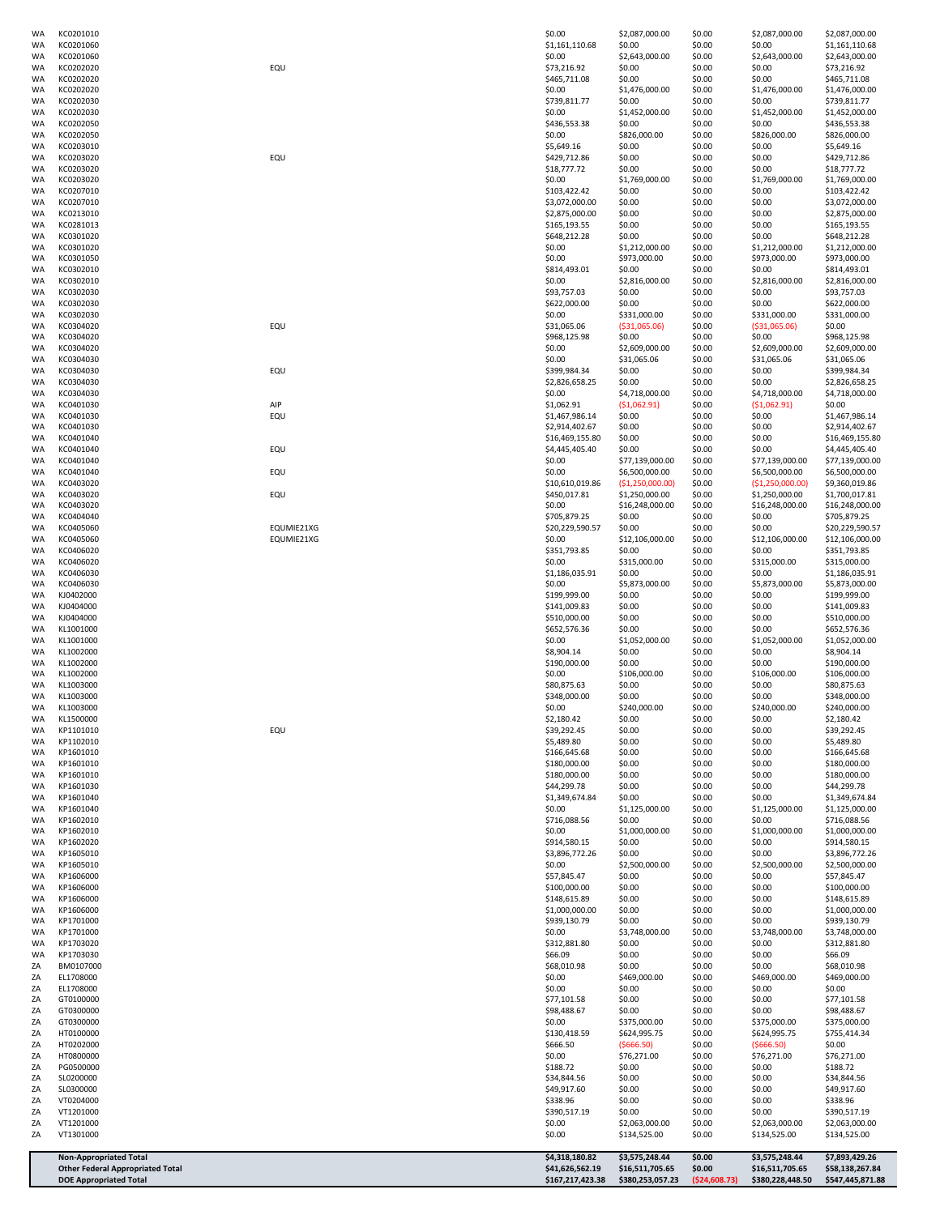| | | | | | | | |
|---|---|---|---|---|---|---|---|
| WA | KC0201010 | | $0.00 | $2,087,000.00 | $0.00 | $2,087,000.00 | $2,087,000.00 |
| WA | KC0201060 | | $1,161,110.68 | $0.00 | $0.00 | $0.00 | $1,161,110.68 |
| WA | KC0201060 | | $0.00 | $2,643,000.00 | $0.00 | $2,643,000.00 | $2,643,000.00 |
| WA | KC0202020 | EQU | $73,216.92 | $0.00 | $0.00 | $0.00 | $73,216.92 |
| WA | KC0202020 | | $465,711.08 | $0.00 | $0.00 | $0.00 | $465,711.08 |
| WA | KC0202020 | | $0.00 | $1,476,000.00 | $0.00 | $1,476,000.00 | $1,476,000.00 |
| WA | KC0202030 | | $739,811.77 | $0.00 | $0.00 | $0.00 | $739,811.77 |
| WA | KC0202030 | | $0.00 | $1,452,000.00 | $0.00 | $1,452,000.00 | $1,452,000.00 |
| WA | KC0202050 | | $436,553.38 | $0.00 | $0.00 | $0.00 | $436,553.38 |
| WA | KC0202050 | | $0.00 | $826,000.00 | $0.00 | $826,000.00 | $826,000.00 |
| WA | KC0203010 | | $5,649.16 | $0.00 | $0.00 | $0.00 | $5,649.16 |
| WA | KC0203020 | EQU | $429,712.86 | $0.00 | $0.00 | $0.00 | $429,712.86 |
| WA | KC0203020 | | $18,777.72 | $0.00 | $0.00 | $0.00 | $18,777.72 |
| WA | KC0203020 | | $0.00 | $1,769,000.00 | $0.00 | $1,769,000.00 | $1,769,000.00 |
| WA | KC0207010 | | $103,422.42 | $0.00 | $0.00 | $0.00 | $103,422.42 |
| WA | KC0207010 | | $3,072,000.00 | $0.00 | $0.00 | $0.00 | $3,072,000.00 |
| WA | KC0213010 | | $2,875,000.00 | $0.00 | $0.00 | $0.00 | $2,875,000.00 |
| WA | KC0281013 | | $165,193.55 | $0.00 | $0.00 | $0.00 | $165,193.55 |
| WA | KC0301020 | | $648,212.28 | $0.00 | $0.00 | $0.00 | $648,212.28 |
| WA | KC0301020 | | $0.00 | $1,212,000.00 | $0.00 | $1,212,000.00 | $1,212,000.00 |
| WA | KC0301050 | | $0.00 | $973,000.00 | $0.00 | $973,000.00 | $973,000.00 |
| WA | KC0302010 | | $814,493.01 | $0.00 | $0.00 | $0.00 | $814,493.01 |
| WA | KC0302010 | | $0.00 | $2,816,000.00 | $0.00 | $2,816,000.00 | $2,816,000.00 |
| WA | KC0302030 | | $93,757.03 | $0.00 | $0.00 | $0.00 | $93,757.03 |
| WA | KC0302030 | | $622,000.00 | $0.00 | $0.00 | $0.00 | $622,000.00 |
| WA | KC0302030 | | $0.00 | $331,000.00 | $0.00 | $331,000.00 | $331,000.00 |
| WA | KC0304020 | EQU | $31,065.06 | ($31,065.06) | $0.00 | ($31,065.06) | $0.00 |
| WA | KC0304020 | | $968,125.98 | $0.00 | $0.00 | $0.00 | $968,125.98 |
| WA | KC0304020 | | $0.00 | $2,609,000.00 | $0.00 | $2,609,000.00 | $2,609,000.00 |
| WA | KC0304030 | | $0.00 | $31,065.06 | $0.00 | $31,065.06 | $31,065.06 |
| WA | KC0304030 | EQU | $399,984.34 | $0.00 | $0.00 | $0.00 | $399,984.34 |
| WA | KC0304030 | | $2,826,658.25 | $0.00 | $0.00 | $0.00 | $2,826,658.25 |
| WA | KC0304030 | | $0.00 | $4,718,000.00 | $0.00 | $4,718,000.00 | $4,718,000.00 |
| WA | KC0401030 | AIP | $1,062.91 | ($1,062.91) | $0.00 | ($1,062.91) | $0.00 |
| WA | KC0401030 | EQU | $1,467,986.14 | $0.00 | $0.00 | $0.00 | $1,467,986.14 |
| WA | KC0401030 | | $2,914,402.67 | $0.00 | $0.00 | $0.00 | $2,914,402.67 |
| WA | KC0401040 | | $16,469,155.80 | $0.00 | $0.00 | $0.00 | $16,469,155.80 |
| WA | KC0401040 | EQU | $4,445,405.40 | $0.00 | $0.00 | $0.00 | $4,445,405.40 |
| WA | KC0401040 | | $0.00 | $77,139,000.00 | $0.00 | $77,139,000.00 | $77,139,000.00 |
| WA | KC0401040 | EQU | $0.00 | $6,500,000.00 | $0.00 | $6,500,000.00 | $6,500,000.00 |
| WA | KC0403020 | | $10,610,019.86 | ($1,250,000.00) | $0.00 | ($1,250,000.00) | $9,360,019.86 |
| WA | KC0403020 | EQU | $450,017.81 | $1,250,000.00 | $0.00 | $1,250,000.00 | $1,700,017.81 |
| WA | KC0403020 | | $0.00 | $16,248,000.00 | $0.00 | $16,248,000.00 | $16,248,000.00 |
| WA | KC0404040 | | $705,879.25 | $0.00 | $0.00 | $0.00 | $705,879.25 |
| WA | KC0405060 | EQUMIE21XG | $20,229,590.57 | $0.00 | $0.00 | $0.00 | $20,229,590.57 |
| WA | KC0405060 | EQUMIE21XG | $0.00 | $12,106,000.00 | $0.00 | $12,106,000.00 | $12,106,000.00 |
| WA | KC0406020 | | $351,793.85 | $0.00 | $0.00 | $0.00 | $351,793.85 |
| WA | KC0406020 | | $0.00 | $315,000.00 | $0.00 | $315,000.00 | $315,000.00 |
| WA | KC0406030 | | $1,186,035.91 | $0.00 | $0.00 | $0.00 | $1,186,035.91 |
| WA | KC0406030 | | $0.00 | $5,873,000.00 | $0.00 | $5,873,000.00 | $5,873,000.00 |
| WA | KJ0402000 | | $199,999.00 | $0.00 | $0.00 | $0.00 | $199,999.00 |
| WA | KJ0404000 | | $141,009.83 | $0.00 | $0.00 | $0.00 | $141,009.83 |
| WA | KJ0404000 | | $510,000.00 | $0.00 | $0.00 | $0.00 | $510,000.00 |
| WA | KL1001000 | | $652,576.36 | $0.00 | $0.00 | $0.00 | $652,576.36 |
| WA | KL1001000 | | $0.00 | $1,052,000.00 | $0.00 | $1,052,000.00 | $1,052,000.00 |
| WA | KL1002000 | | $8,904.14 | $0.00 | $0.00 | $0.00 | $8,904.14 |
| WA | KL1002000 | | $190,000.00 | $0.00 | $0.00 | $0.00 | $190,000.00 |
| WA | KL1002000 | | $0.00 | $106,000.00 | $0.00 | $106,000.00 | $106,000.00 |
| WA | KL1003000 | | $80,875.63 | $0.00 | $0.00 | $0.00 | $80,875.63 |
| WA | KL1003000 | | $348,000.00 | $0.00 | $0.00 | $0.00 | $348,000.00 |
| WA | KL1003000 | | $0.00 | $240,000.00 | $0.00 | $240,000.00 | $240,000.00 |
| WA | KL1500000 | | $2,180.42 | $0.00 | $0.00 | $0.00 | $2,180.42 |
| WA | KP1101010 | EQU | $39,292.45 | $0.00 | $0.00 | $0.00 | $39,292.45 |
| WA | KP1102010 | | $5,489.80 | $0.00 | $0.00 | $0.00 | $5,489.80 |
| WA | KP1601010 | | $166,645.68 | $0.00 | $0.00 | $0.00 | $166,645.68 |
| WA | KP1601010 | | $180,000.00 | $0.00 | $0.00 | $0.00 | $180,000.00 |
| WA | KP1601010 | | $180,000.00 | $0.00 | $0.00 | $0.00 | $180,000.00 |
| WA | KP1601030 | | $44,299.78 | $0.00 | $0.00 | $0.00 | $44,299.78 |
| WA | KP1601040 | | $1,349,674.84 | $0.00 | $0.00 | $0.00 | $1,349,674.84 |
| WA | KP1601040 | | $0.00 | $1,125,000.00 | $0.00 | $1,125,000.00 | $1,125,000.00 |
| WA | KP1602010 | | $716,088.56 | $0.00 | $0.00 | $0.00 | $716,088.56 |
| WA | KP1602010 | | $0.00 | $1,000,000.00 | $0.00 | $1,000,000.00 | $1,000,000.00 |
| WA | KP1602020 | | $914,580.15 | $0.00 | $0.00 | $0.00 | $914,580.15 |
| WA | KP1605010 | | $3,896,772.26 | $0.00 | $0.00 | $0.00 | $3,896,772.26 |
| WA | KP1605010 | | $0.00 | $2,500,000.00 | $0.00 | $2,500,000.00 | $2,500,000.00 |
| WA | KP1606000 | | $57,845.47 | $0.00 | $0.00 | $0.00 | $57,845.47 |
| WA | KP1606000 | | $100,000.00 | $0.00 | $0.00 | $0.00 | $100,000.00 |
| WA | KP1606000 | | $148,615.89 | $0.00 | $0.00 | $0.00 | $148,615.89 |
| WA | KP1606000 | | $1,000,000.00 | $0.00 | $0.00 | $0.00 | $1,000,000.00 |
| WA | KP1701000 | | $939,130.79 | $0.00 | $0.00 | $0.00 | $939,130.79 |
| WA | KP1701000 | | $0.00 | $3,748,000.00 | $0.00 | $3,748,000.00 | $3,748,000.00 |
| WA | KP1703020 | | $312,881.80 | $0.00 | $0.00 | $0.00 | $312,881.80 |
| WA | KP1703030 | | $66.09 | $0.00 | $0.00 | $0.00 | $66.09 |
| ZA | BM0107000 | | $68,010.98 | $0.00 | $0.00 | $0.00 | $68,010.98 |
| ZA | EL1708000 | | $0.00 | $469,000.00 | $0.00 | $469,000.00 | $469,000.00 |
| ZA | EL1708000 | | $0.00 | $0.00 | $0.00 | $0.00 | $0.00 |
| ZA | GT0100000 | | $77,101.58 | $0.00 | $0.00 | $0.00 | $77,101.58 |
| ZA | GT0300000 | | $98,488.67 | $0.00 | $0.00 | $0.00 | $98,488.67 |
| ZA | GT0300000 | | $0.00 | $375,000.00 | $0.00 | $375,000.00 | $375,000.00 |
| ZA | HT0100000 | | $130,418.59 | $624,995.75 | $0.00 | $624,995.75 | $755,414.34 |
| ZA | HT0202000 | | $666.50 | ($666.50) | $0.00 | ($666.50) | $0.00 |
| ZA | HT0800000 | | $0.00 | $76,271.00 | $0.00 | $76,271.00 | $76,271.00 |
| ZA | PG0500000 | | $188.72 | $0.00 | $0.00 | $0.00 | $188.72 |
| ZA | SL0200000 | | $34,844.56 | $0.00 | $0.00 | $0.00 | $34,844.56 |
| ZA | SL0300000 | | $49,917.60 | $0.00 | $0.00 | $0.00 | $49,917.60 |
| ZA | VT0204000 | | $338.96 | $0.00 | $0.00 | $0.00 | $338.96 |
| ZA | VT1201000 | | $390,517.19 | $0.00 | $0.00 | $0.00 | $390,517.19 |
| ZA | VT1201000 | | $0.00 | $2,063,000.00 | $0.00 | $2,063,000.00 | $2,063,000.00 |
| ZA | VT1301000 | | $0.00 | $134,525.00 | $0.00 | $134,525.00 | $134,525.00 |
| | **Non-Appropriated Total** | | **$4,318,180.82** | **$3,575,248.44** | **$0.00** | **$3,575,248.44** | **$7,893,429.26** |
| | **Other Federal Appropriated Total** | | **$41,626,562.19** | **$16,511,705.65** | **$0.00** | **$16,511,705.65** | **$58,138,267.84** |
| | **DOE Appropriated Total** | | **$167,217,423.38** | **$380,253,057.23** | **($24,608.73)** | **$380,228,448.50** | **$547,445,871.88** |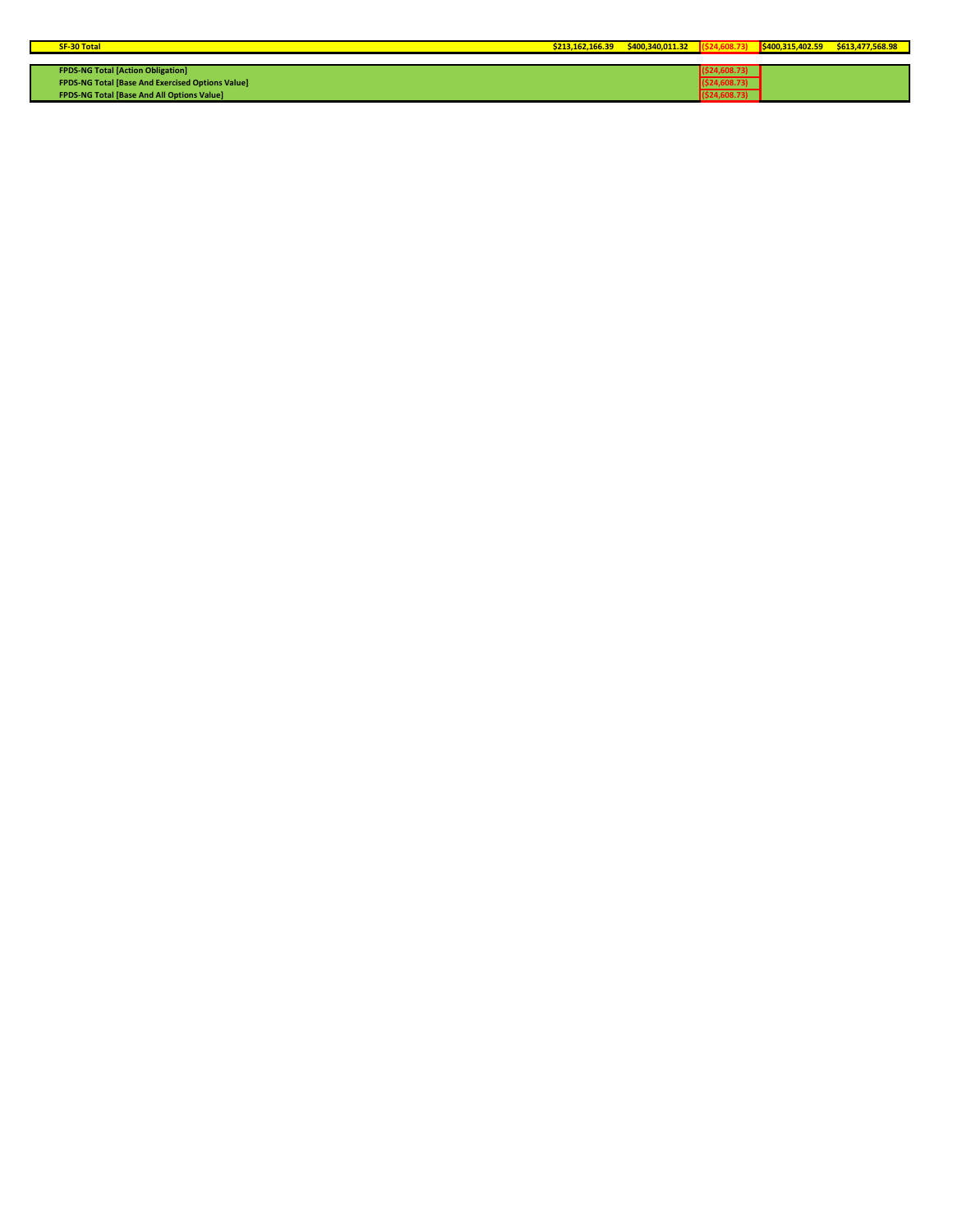| SF-30 Total | $213,162,166.39 | $400,340,011.32 | ($24,608.73) | $400,315,402.59 | $613,477,568.98 |
|---|---|---|---|---|---|

| | | | | | |
|---|---|---|---|---|---|
| FPDS-NG Total [Action Obligation] | | | ($24,608.73) | | |
| FPDS-NG Total [Base And Exercised Options Value] | | | ($24,608.73) | | |
| FPDS-NG Total [Base And All Options Value] | | | ($24,608.73) | | |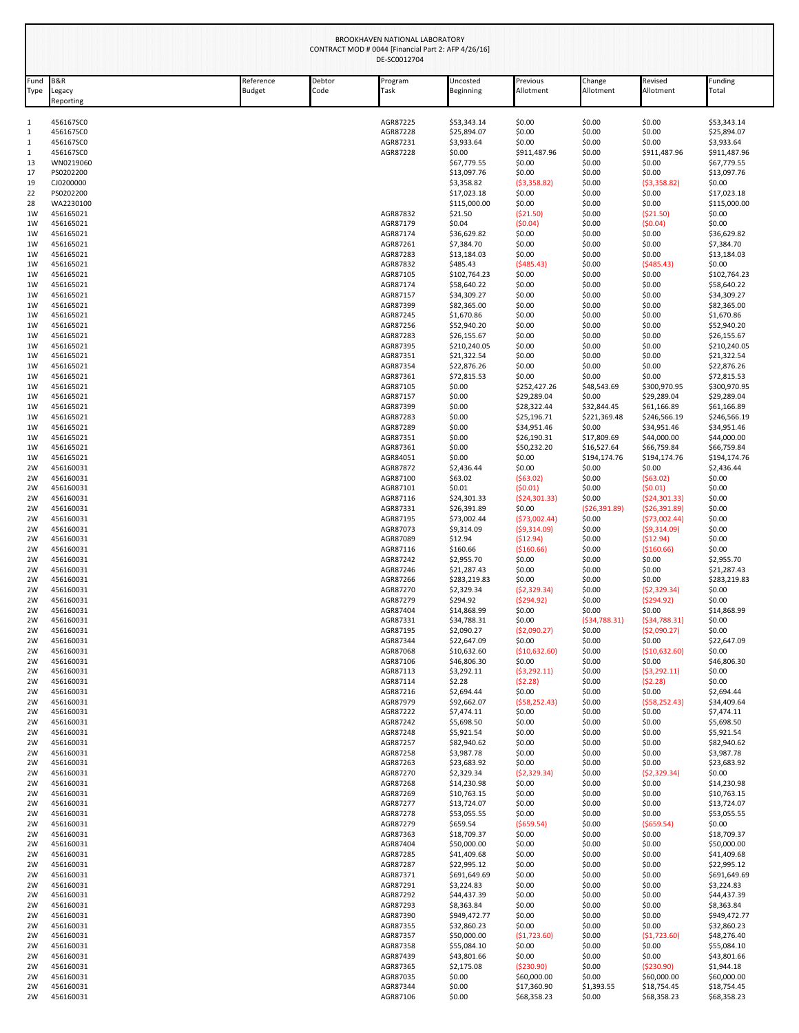BROOKHAVEN NATIONAL LABORATORY
CONTRACT MOD # 0044 [Financial Part 2: AFP 4/26/16]
DE-SC0012704

| Fund Type | B&R Legacy Reporting | Reference Budget | Debtor Code | Program Task | Uncosted Beginning | Previous Allotment | Change Allotment | Revised Allotment | Funding Total |
|---|---|---|---|---|---|---|---|---|---|
| 1 | 456167SC0 | | | AGR87225 | $53,343.14 | $0.00 | $0.00 | $0.00 | $53,343.14 |
| 1 | 456167SC0 | | | AGR87228 | $25,894.07 | $0.00 | $0.00 | $0.00 | $25,894.07 |
| 1 | 456167SC0 | | | AGR87231 | $3,933.64 | $0.00 | $0.00 | $0.00 | $3,933.64 |
| 1 | 456167SC0 | | | AGR87228 | $0.00 | $911,487.96 | $0.00 | $911,487.96 | $911,487.96 |
| 13 | WN0219060 | | | | $67,779.55 | $0.00 | $0.00 | $0.00 | $67,779.55 |
| 17 | PS0202200 | | | | $13,097.76 | $0.00 | $0.00 | $0.00 | $13,097.76 |
| 19 | CJ0200000 | | | | $3,358.82 | ($3,358.82) | $0.00 | ($3,358.82) | $0.00 |
| 22 | PS0202200 | | | | $17,023.18 | $0.00 | $0.00 | $0.00 | $17,023.18 |
| 28 | WA2230100 | | | | $115,000.00 | $0.00 | $0.00 | $0.00 | $115,000.00 |
| 1W | 456165021 | | | AGR87832 | $21.50 | ($21.50) | $0.00 | ($21.50) | $0.00 |
| 1W | 456165021 | | | AGR87179 | $0.04 | ($0.04) | $0.00 | ($0.04) | $0.00 |
| 1W | 456165021 | | | AGR87174 | $36,629.82 | $0.00 | $0.00 | $0.00 | $36,629.82 |
| 1W | 456165021 | | | AGR87261 | $7,384.70 | $0.00 | $0.00 | $0.00 | $7,384.70 |
| 1W | 456165021 | | | AGR87283 | $13,184.03 | $0.00 | $0.00 | $0.00 | $13,184.03 |
| 1W | 456165021 | | | AGR87832 | $485.43 | ($485.43) | $0.00 | ($485.43) | $0.00 |
| 1W | 456165021 | | | AGR87105 | $102,764.23 | $0.00 | $0.00 | $0.00 | $102,764.23 |
| 1W | 456165021 | | | AGR87174 | $58,640.22 | $0.00 | $0.00 | $0.00 | $58,640.22 |
| 1W | 456165021 | | | AGR87157 | $34,309.27 | $0.00 | $0.00 | $0.00 | $34,309.27 |
| 1W | 456165021 | | | AGR87399 | $82,365.00 | $0.00 | $0.00 | $0.00 | $82,365.00 |
| 1W | 456165021 | | | AGR87245 | $1,670.86 | $0.00 | $0.00 | $0.00 | $1,670.86 |
| 1W | 456165021 | | | AGR87256 | $52,940.20 | $0.00 | $0.00 | $0.00 | $52,940.20 |
| 1W | 456165021 | | | AGR87283 | $26,155.67 | $0.00 | $0.00 | $0.00 | $26,155.67 |
| 1W | 456165021 | | | AGR87395 | $210,240.05 | $0.00 | $0.00 | $0.00 | $210,240.05 |
| 1W | 456165021 | | | AGR87351 | $21,322.54 | $0.00 | $0.00 | $0.00 | $21,322.54 |
| 1W | 456165021 | | | AGR87354 | $22,876.26 | $0.00 | $0.00 | $0.00 | $22,876.26 |
| 1W | 456165021 | | | AGR87361 | $72,815.53 | $0.00 | $0.00 | $0.00 | $72,815.53 |
| 1W | 456165021 | | | AGR87105 | $0.00 | $252,427.26 | $48,543.69 | $300,970.95 | $300,970.95 |
| 1W | 456165021 | | | AGR87157 | $0.00 | $29,289.04 | $0.00 | $29,289.04 | $29,289.04 |
| 1W | 456165021 | | | AGR87399 | $0.00 | $28,322.44 | $32,844.45 | $61,166.89 | $61,166.89 |
| 1W | 456165021 | | | AGR87283 | $0.00 | $25,196.71 | $221,369.48 | $246,566.19 | $246,566.19 |
| 1W | 456165021 | | | AGR87289 | $0.00 | $34,951.46 | $0.00 | $34,951.46 | $34,951.46 |
| 1W | 456165021 | | | AGR87351 | $0.00 | $26,190.31 | $17,809.69 | $44,000.00 | $44,000.00 |
| 1W | 456165021 | | | AGR87361 | $0.00 | $50,232.20 | $16,527.64 | $66,759.84 | $66,759.84 |
| 1W | 456165021 | | | AGR84051 | $0.00 | $0.00 | $194,174.76 | $194,174.76 | $194,174.76 |
| 2W | 456160031 | | | AGR87872 | $2,436.44 | $0.00 | $0.00 | $0.00 | $2,436.44 |
| 2W | 456160031 | | | AGR87100 | $63.02 | ($63.02) | $0.00 | ($63.02) | $0.00 |
| 2W | 456160031 | | | AGR87101 | $0.01 | ($0.01) | $0.00 | ($0.01) | $0.00 |
| 2W | 456160031 | | | AGR87116 | $24,301.33 | ($24,301.33) | $0.00 | ($24,301.33) | $0.00 |
| 2W | 456160031 | | | AGR87331 | $26,391.89 | $0.00 | ($26,391.89) | ($26,391.89) | $0.00 |
| 2W | 456160031 | | | AGR87195 | $73,002.44 | ($73,002.44) | $0.00 | ($73,002.44) | $0.00 |
| 2W | 456160031 | | | AGR87073 | $9,314.09 | ($9,314.09) | $0.00 | ($9,314.09) | $0.00 |
| 2W | 456160031 | | | AGR87089 | $12.94 | ($12.94) | $0.00 | ($12.94) | $0.00 |
| 2W | 456160031 | | | AGR87116 | $160.66 | ($160.66) | $0.00 | ($160.66) | $0.00 |
| 2W | 456160031 | | | AGR87242 | $2,955.70 | $0.00 | $0.00 | $0.00 | $2,955.70 |
| 2W | 456160031 | | | AGR87246 | $21,287.43 | $0.00 | $0.00 | $0.00 | $21,287.43 |
| 2W | 456160031 | | | AGR87266 | $283,219.83 | $0.00 | $0.00 | $0.00 | $283,219.83 |
| 2W | 456160031 | | | AGR87270 | $2,329.34 | ($2,329.34) | $0.00 | ($2,329.34) | $0.00 |
| 2W | 456160031 | | | AGR87279 | $294.92 | ($294.92) | $0.00 | ($294.92) | $0.00 |
| 2W | 456160031 | | | AGR87404 | $14,868.99 | $0.00 | $0.00 | $0.00 | $14,868.99 |
| 2W | 456160031 | | | AGR87331 | $34,788.31 | $0.00 | ($34,788.31) | ($34,788.31) | $0.00 |
| 2W | 456160031 | | | AGR87195 | $2,090.27 | ($2,090.27) | $0.00 | ($2,090.27) | $0.00 |
| 2W | 456160031 | | | AGR87344 | $22,647.09 | $0.00 | $0.00 | $0.00 | $22,647.09 |
| 2W | 456160031 | | | AGR87068 | $10,632.60 | ($10,632.60) | $0.00 | ($10,632.60) | $0.00 |
| 2W | 456160031 | | | AGR87106 | $46,806.30 | $0.00 | $0.00 | $0.00 | $46,806.30 |
| 2W | 456160031 | | | AGR87113 | $3,292.11 | ($3,292.11) | $0.00 | ($3,292.11) | $0.00 |
| 2W | 456160031 | | | AGR87114 | $2.28 | ($2.28) | $0.00 | ($2.28) | $0.00 |
| 2W | 456160031 | | | AGR87216 | $2,694.44 | $0.00 | $0.00 | $0.00 | $2,694.44 |
| 2W | 456160031 | | | AGR87979 | $92,662.07 | ($58,252.43) | $0.00 | ($58,252.43) | $34,409.64 |
| 2W | 456160031 | | | AGR87222 | $7,474.11 | $0.00 | $0.00 | $0.00 | $7,474.11 |
| 2W | 456160031 | | | AGR87242 | $5,698.50 | $0.00 | $0.00 | $0.00 | $5,698.50 |
| 2W | 456160031 | | | AGR87248 | $5,921.54 | $0.00 | $0.00 | $0.00 | $5,921.54 |
| 2W | 456160031 | | | AGR87257 | $82,940.62 | $0.00 | $0.00 | $0.00 | $82,940.62 |
| 2W | 456160031 | | | AGR87258 | $3,987.78 | $0.00 | $0.00 | $0.00 | $3,987.78 |
| 2W | 456160031 | | | AGR87263 | $23,683.92 | $0.00 | $0.00 | $0.00 | $23,683.92 |
| 2W | 456160031 | | | AGR87270 | $2,329.34 | ($2,329.34) | $0.00 | ($2,329.34) | $0.00 |
| 2W | 456160031 | | | AGR87268 | $14,230.98 | $0.00 | $0.00 | $0.00 | $14,230.98 |
| 2W | 456160031 | | | AGR87269 | $10,763.15 | $0.00 | $0.00 | $0.00 | $10,763.15 |
| 2W | 456160031 | | | AGR87277 | $13,724.07 | $0.00 | $0.00 | $0.00 | $13,724.07 |
| 2W | 456160031 | | | AGR87278 | $53,055.55 | $0.00 | $0.00 | $0.00 | $53,055.55 |
| 2W | 456160031 | | | AGR87279 | $659.54 | ($659.54) | $0.00 | ($659.54) | $0.00 |
| 2W | 456160031 | | | AGR87363 | $18,709.37 | $0.00 | $0.00 | $0.00 | $18,709.37 |
| 2W | 456160031 | | | AGR87404 | $50,000.00 | $0.00 | $0.00 | $0.00 | $50,000.00 |
| 2W | 456160031 | | | AGR87285 | $41,409.68 | $0.00 | $0.00 | $0.00 | $41,409.68 |
| 2W | 456160031 | | | AGR87287 | $22,995.12 | $0.00 | $0.00 | $0.00 | $22,995.12 |
| 2W | 456160031 | | | AGR87371 | $691,649.69 | $0.00 | $0.00 | $0.00 | $691,649.69 |
| 2W | 456160031 | | | AGR87291 | $3,224.83 | $0.00 | $0.00 | $0.00 | $3,224.83 |
| 2W | 456160031 | | | AGR87292 | $44,437.39 | $0.00 | $0.00 | $0.00 | $44,437.39 |
| 2W | 456160031 | | | AGR87293 | $8,363.84 | $0.00 | $0.00 | $0.00 | $8,363.84 |
| 2W | 456160031 | | | AGR87390 | $949,472.77 | $0.00 | $0.00 | $0.00 | $949,472.77 |
| 2W | 456160031 | | | AGR87355 | $32,860.23 | $0.00 | $0.00 | $0.00 | $32,860.23 |
| 2W | 456160031 | | | AGR87357 | $50,000.00 | ($1,723.60) | $0.00 | ($1,723.60) | $48,276.40 |
| 2W | 456160031 | | | AGR87358 | $55,084.10 | $0.00 | $0.00 | $0.00 | $55,084.10 |
| 2W | 456160031 | | | AGR87439 | $43,801.66 | $0.00 | $0.00 | $0.00 | $43,801.66 |
| 2W | 456160031 | | | AGR87365 | $2,175.08 | ($230.90) | $0.00 | ($230.90) | $1,944.18 |
| 2W | 456160031 | | | AGR87035 | $0.00 | $60,000.00 | $0.00 | $60,000.00 | $60,000.00 |
| 2W | 456160031 | | | AGR87344 | $0.00 | $17,360.90 | $1,393.55 | $18,754.45 | $18,754.45 |
| 2W | 456160031 | | | AGR87106 | $0.00 | $68,358.23 | $0.00 | $68,358.23 | $68,358.23 |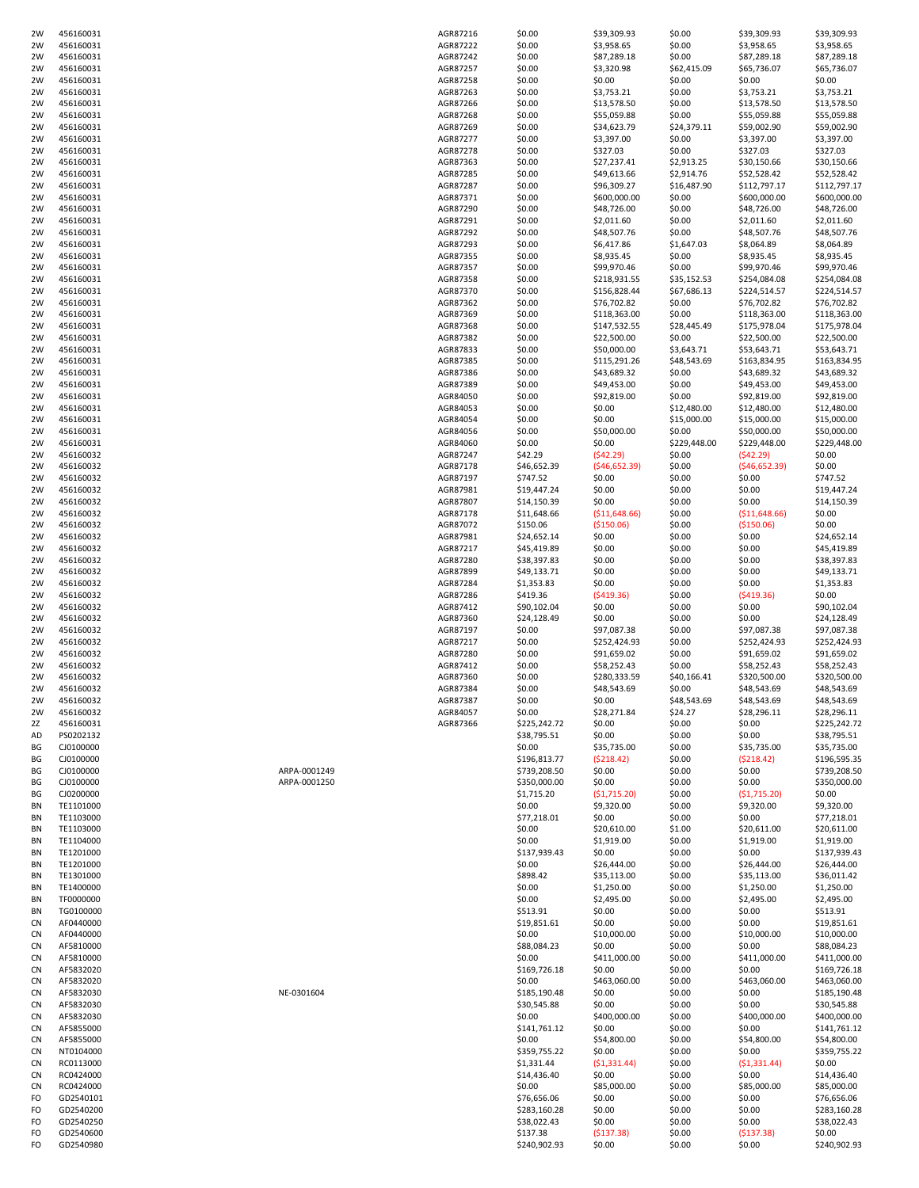| | | | | | | | | |
|---|---|---|---|---|---|---|---|---|
| 2W | 456160031 | | AGR87216 | $0.00 | $39,309.93 | $0.00 | $39,309.93 | $39,309.93 |
| 2W | 456160031 | | AGR87222 | $0.00 | $3,958.65 | $0.00 | $3,958.65 | $3,958.65 |
| 2W | 456160031 | | AGR87242 | $0.00 | $87,289.18 | $0.00 | $87,289.18 | $87,289.18 |
| 2W | 456160031 | | AGR87257 | $0.00 | $3,320.98 | $62,415.09 | $65,736.07 | $65,736.07 |
| 2W | 456160031 | | AGR87258 | $0.00 | $0.00 | $0.00 | $0.00 | $0.00 |
| 2W | 456160031 | | AGR87263 | $0.00 | $3,753.21 | $0.00 | $3,753.21 | $3,753.21 |
| 2W | 456160031 | | AGR87266 | $0.00 | $13,578.50 | $0.00 | $13,578.50 | $13,578.50 |
| 2W | 456160031 | | AGR87268 | $0.00 | $55,059.88 | $0.00 | $55,059.88 | $55,059.88 |
| 2W | 456160031 | | AGR87269 | $0.00 | $34,623.79 | $24,379.11 | $59,002.90 | $59,002.90 |
| 2W | 456160031 | | AGR87277 | $0.00 | $3,397.00 | $0.00 | $3,397.00 | $3,397.00 |
| 2W | 456160031 | | AGR87278 | $0.00 | $327.03 | $0.00 | $327.03 | $327.03 |
| 2W | 456160031 | | AGR87363 | $0.00 | $27,237.41 | $2,913.25 | $30,150.66 | $30,150.66 |
| 2W | 456160031 | | AGR87285 | $0.00 | $49,613.66 | $2,914.76 | $52,528.42 | $52,528.42 |
| 2W | 456160031 | | AGR87287 | $0.00 | $96,309.27 | $16,487.90 | $112,797.17 | $112,797.17 |
| 2W | 456160031 | | AGR87371 | $0.00 | $600,000.00 | $0.00 | $600,000.00 | $600,000.00 |
| 2W | 456160031 | | AGR87290 | $0.00 | $48,726.00 | $0.00 | $48,726.00 | $48,726.00 |
| 2W | 456160031 | | AGR87291 | $0.00 | $2,011.60 | $0.00 | $2,011.60 | $2,011.60 |
| 2W | 456160031 | | AGR87292 | $0.00 | $48,507.76 | $0.00 | $48,507.76 | $48,507.76 |
| 2W | 456160031 | | AGR87293 | $0.00 | $6,417.86 | $1,647.03 | $8,064.89 | $8,064.89 |
| 2W | 456160031 | | AGR87355 | $0.00 | $8,935.45 | $0.00 | $8,935.45 | $8,935.45 |
| 2W | 456160031 | | AGR87357 | $0.00 | $99,970.46 | $0.00 | $99,970.46 | $99,970.46 |
| 2W | 456160031 | | AGR87358 | $0.00 | $218,931.55 | $35,152.53 | $254,084.08 | $254,084.08 |
| 2W | 456160031 | | AGR87370 | $0.00 | $156,828.44 | $67,686.13 | $224,514.57 | $224,514.57 |
| 2W | 456160031 | | AGR87362 | $0.00 | $76,702.82 | $0.00 | $76,702.82 | $76,702.82 |
| 2W | 456160031 | | AGR87369 | $0.00 | $118,363.00 | $0.00 | $118,363.00 | $118,363.00 |
| 2W | 456160031 | | AGR87368 | $0.00 | $147,532.55 | $28,445.49 | $175,978.04 | $175,978.04 |
| 2W | 456160031 | | AGR87382 | $0.00 | $22,500.00 | $0.00 | $22,500.00 | $22,500.00 |
| 2W | 456160031 | | AGR87833 | $0.00 | $50,000.00 | $3,643.71 | $53,643.71 | $53,643.71 |
| 2W | 456160031 | | AGR87385 | $0.00 | $115,291.26 | $48,543.69 | $163,834.95 | $163,834.95 |
| 2W | 456160031 | | AGR87386 | $0.00 | $43,689.32 | $0.00 | $43,689.32 | $43,689.32 |
| 2W | 456160031 | | AGR87389 | $0.00 | $49,453.00 | $0.00 | $49,453.00 | $49,453.00 |
| 2W | 456160031 | | AGR84050 | $0.00 | $92,819.00 | $0.00 | $92,819.00 | $92,819.00 |
| 2W | 456160031 | | AGR84053 | $0.00 | $0.00 | $12,480.00 | $12,480.00 | $12,480.00 |
| 2W | 456160031 | | AGR84054 | $0.00 | $0.00 | $15,000.00 | $15,000.00 | $15,000.00 |
| 2W | 456160031 | | AGR84056 | $0.00 | $50,000.00 | $0.00 | $50,000.00 | $50,000.00 |
| 2W | 456160031 | | AGR84060 | $0.00 | $0.00 | $229,448.00 | $229,448.00 | $229,448.00 |
| 2W | 456160032 | | AGR87247 | $42.29 | ($42.29) | $0.00 | ($42.29) | $0.00 |
| 2W | 456160032 | | AGR87178 | $46,652.39 | ($46,652.39) | $0.00 | ($46,652.39) | $0.00 |
| 2W | 456160032 | | AGR87197 | $747.52 | $0.00 | $0.00 | $0.00 | $747.52 |
| 2W | 456160032 | | AGR87981 | $19,447.24 | $0.00 | $0.00 | $0.00 | $19,447.24 |
| 2W | 456160032 | | AGR87807 | $14,150.39 | $0.00 | $0.00 | $0.00 | $14,150.39 |
| 2W | 456160032 | | AGR87178 | $11,648.66 | ($11,648.66) | $0.00 | ($11,648.66) | $0.00 |
| 2W | 456160032 | | AGR87072 | $150.06 | ($150.06) | $0.00 | ($150.06) | $0.00 |
| 2W | 456160032 | | AGR87981 | $24,652.14 | $0.00 | $0.00 | $0.00 | $24,652.14 |
| 2W | 456160032 | | AGR87217 | $45,419.89 | $0.00 | $0.00 | $0.00 | $45,419.89 |
| 2W | 456160032 | | AGR87280 | $38,397.83 | $0.00 | $0.00 | $0.00 | $38,397.83 |
| 2W | 456160032 | | AGR87899 | $49,133.71 | $0.00 | $0.00 | $0.00 | $49,133.71 |
| 2W | 456160032 | | AGR87284 | $1,353.83 | $0.00 | $0.00 | $0.00 | $1,353.83 |
| 2W | 456160032 | | AGR87286 | $419.36 | ($419.36) | $0.00 | ($419.36) | $0.00 |
| 2W | 456160032 | | AGR87412 | $90,102.04 | $0.00 | $0.00 | $0.00 | $90,102.04 |
| 2W | 456160032 | | AGR87360 | $24,128.49 | $0.00 | $0.00 | $0.00 | $24,128.49 |
| 2W | 456160032 | | AGR87197 | $0.00 | $97,087.38 | $0.00 | $97,087.38 | $97,087.38 |
| 2W | 456160032 | | AGR87217 | $0.00 | $252,424.93 | $0.00 | $252,424.93 | $252,424.93 |
| 2W | 456160032 | | AGR87280 | $0.00 | $91,659.02 | $0.00 | $91,659.02 | $91,659.02 |
| 2W | 456160032 | | AGR87412 | $0.00 | $58,252.43 | $0.00 | $58,252.43 | $58,252.43 |
| 2W | 456160032 | | AGR87360 | $0.00 | $280,333.59 | $40,166.41 | $320,500.00 | $320,500.00 |
| 2W | 456160032 | | AGR87384 | $0.00 | $48,543.69 | $0.00 | $48,543.69 | $48,543.69 |
| 2W | 456160032 | | AGR87387 | $0.00 | $0.00 | $48,543.69 | $48,543.69 | $48,543.69 |
| 2W | 456160032 | | AGR84057 | $0.00 | $28,271.84 | $24.27 | $28,296.11 | $28,296.11 |
| 2Z | 456160031 | | AGR87366 | $225,242.72 | $0.00 | $0.00 | $0.00 | $225,242.72 |
| AD | PS0202132 | | | $38,795.51 | $0.00 | $0.00 | $0.00 | $38,795.51 |
| BG | CJ0100000 | | | $0.00 | $35,735.00 | $0.00 | $35,735.00 | $35,735.00 |
| BG | CJ0100000 | | | $196,813.77 | ($218.42) | $0.00 | ($218.42) | $196,595.35 |
| BG | CJ0100000 | ARPA-0001249 | | $739,208.50 | $0.00 | $0.00 | $0.00 | $739,208.50 |
| BG | CJ0100000 | ARPA-0001250 | | $350,000.00 | $0.00 | $0.00 | $0.00 | $350,000.00 |
| BG | CJ0200000 | | | $1,715.20 | ($1,715.20) | $0.00 | ($1,715.20) | $0.00 |
| BN | TE1101000 | | | $0.00 | $9,320.00 | $0.00 | $9,320.00 | $9,320.00 |
| BN | TE1103000 | | | $77,218.01 | $0.00 | $0.00 | $0.00 | $77,218.01 |
| BN | TE1103000 | | | $0.00 | $20,610.00 | $1.00 | $20,611.00 | $20,611.00 |
| BN | TE1104000 | | | $0.00 | $1,919.00 | $0.00 | $1,919.00 | $1,919.00 |
| BN | TE1201000 | | | $137,939.43 | $0.00 | $0.00 | $0.00 | $137,939.43 |
| BN | TE1201000 | | | $0.00 | $26,444.00 | $0.00 | $26,444.00 | $26,444.00 |
| BN | TE1301000 | | | $898.42 | $35,113.00 | $0.00 | $35,113.00 | $36,011.42 |
| BN | TE1400000 | | | $0.00 | $1,250.00 | $0.00 | $1,250.00 | $1,250.00 |
| BN | TF0000000 | | | $0.00 | $2,495.00 | $0.00 | $2,495.00 | $2,495.00 |
| BN | TG0100000 | | | $513.91 | $0.00 | $0.00 | $0.00 | $513.91 |
| CN | AF0440000 | | | $19,851.61 | $0.00 | $0.00 | $0.00 | $19,851.61 |
| CN | AF0440000 | | | $0.00 | $10,000.00 | $0.00 | $10,000.00 | $10,000.00 |
| CN | AF5810000 | | | $88,084.23 | $0.00 | $0.00 | $0.00 | $88,084.23 |
| CN | AF5810000 | | | $0.00 | $411,000.00 | $0.00 | $411,000.00 | $411,000.00 |
| CN | AF5832020 | | | $169,726.18 | $0.00 | $0.00 | $0.00 | $169,726.18 |
| CN | AF5832020 | | | $0.00 | $463,060.00 | $0.00 | $463,060.00 | $463,060.00 |
| CN | AF5832030 | NE-0301604 | | $185,190.48 | $0.00 | $0.00 | $0.00 | $185,190.48 |
| CN | AF5832030 | | | $30,545.88 | $0.00 | $0.00 | $0.00 | $30,545.88 |
| CN | AF5832030 | | | $0.00 | $400,000.00 | $0.00 | $400,000.00 | $400,000.00 |
| CN | AF5855000 | | | $141,761.12 | $0.00 | $0.00 | $0.00 | $141,761.12 |
| CN | AF5855000 | | | $0.00 | $54,800.00 | $0.00 | $54,800.00 | $54,800.00 |
| CN | NT0104000 | | | $359,755.22 | $0.00 | $0.00 | $0.00 | $359,755.22 |
| CN | RC0113000 | | | $1,331.44 | ($1,331.44) | $0.00 | ($1,331.44) | $0.00 |
| CN | RC0424000 | | | $14,436.40 | $0.00 | $0.00 | $0.00 | $14,436.40 |
| CN | RC0424000 | | | $0.00 | $85,000.00 | $0.00 | $85,000.00 | $85,000.00 |
| FO | GD2540101 | | | $76,656.06 | $0.00 | $0.00 | $0.00 | $76,656.06 |
| FO | GD2540200 | | | $283,160.28 | $0.00 | $0.00 | $0.00 | $283,160.28 |
| FO | GD2540250 | | | $38,022.43 | $0.00 | $0.00 | $0.00 | $38,022.43 |
| FO | GD2540600 | | | $137.38 | ($137.38) | $0.00 | ($137.38) | $0.00 |
| FO | GD2540980 | | | $240,902.93 | $0.00 | $0.00 | $0.00 | $240,902.93 |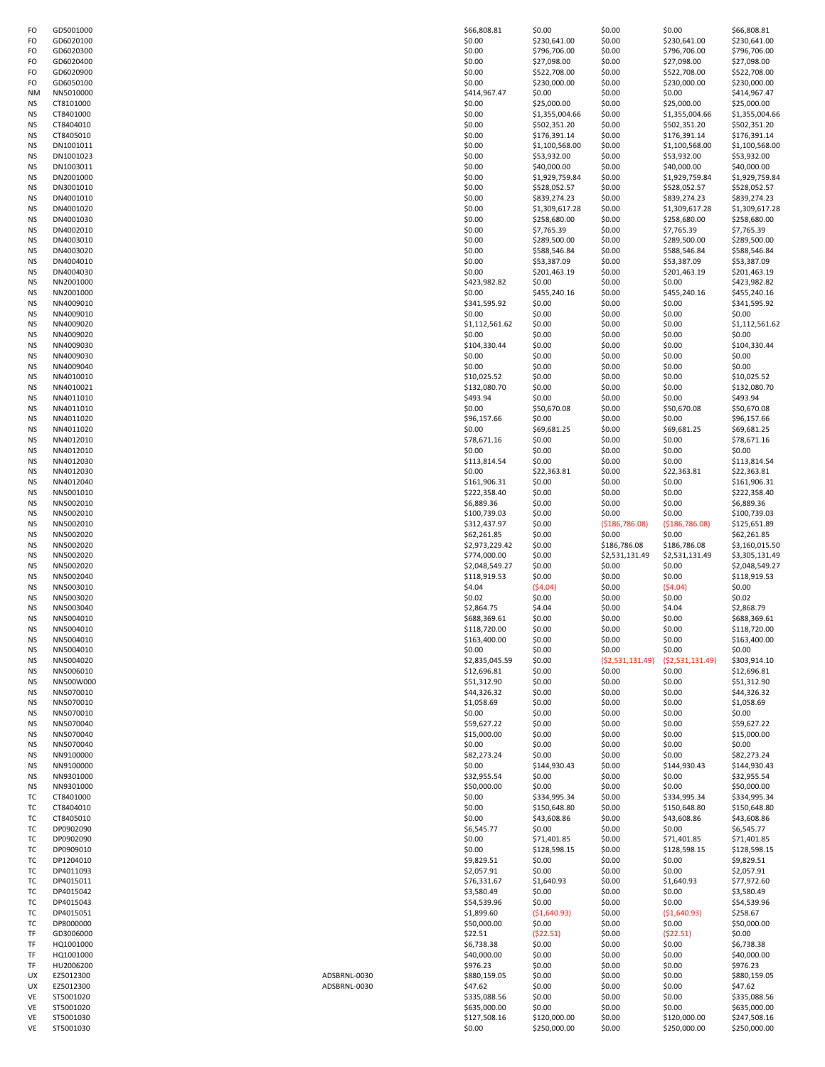| | | | | | | | |
|---|---|---|---|---|---|---|---|
| FO | GD5001000 | | $66,808.81 | $0.00 | $0.00 | $0.00 | $66,808.81 |
| FO | GD6020100 | | $0.00 | $230,641.00 | $0.00 | $230,641.00 | $230,641.00 |
| FO | GD6020300 | | $0.00 | $796,706.00 | $0.00 | $796,706.00 | $796,706.00 |
| FO | GD6020400 | | $0.00 | $27,098.00 | $0.00 | $27,098.00 | $27,098.00 |
| FO | GD6020900 | | $0.00 | $522,708.00 | $0.00 | $522,708.00 | $522,708.00 |
| FO | GD6050100 | | $0.00 | $230,000.00 | $0.00 | $230,000.00 | $230,000.00 |
| NM | NN5010000 | | $414,967.47 | $0.00 | $0.00 | $0.00 | $414,967.47 |
| NS | CT8101000 | | $0.00 | $25,000.00 | $0.00 | $25,000.00 | $25,000.00 |
| NS | CT8401000 | | $0.00 | $1,355,004.66 | $0.00 | $1,355,004.66 | $1,355,004.66 |
| NS | CT8404010 | | $0.00 | $502,351.20 | $0.00 | $502,351.20 | $502,351.20 |
| NS | CT8405010 | | $0.00 | $176,391.14 | $0.00 | $176,391.14 | $176,391.14 |
| NS | DN1001011 | | $0.00 | $1,100,568.00 | $0.00 | $1,100,568.00 | $1,100,568.00 |
| NS | DN1001023 | | $0.00 | $53,932.00 | $0.00 | $53,932.00 | $53,932.00 |
| NS | DN1003011 | | $0.00 | $40,000.00 | $0.00 | $40,000.00 | $40,000.00 |
| NS | DN2001000 | | $0.00 | $1,929,759.84 | $0.00 | $1,929,759.84 | $1,929,759.84 |
| NS | DN3001010 | | $0.00 | $528,052.57 | $0.00 | $528,052.57 | $528,052.57 |
| NS | DN4001010 | | $0.00 | $839,274.23 | $0.00 | $839,274.23 | $839,274.23 |
| NS | DN4001020 | | $0.00 | $1,309,617.28 | $0.00 | $1,309,617.28 | $1,309,617.28 |
| NS | DN4001030 | | $0.00 | $258,680.00 | $0.00 | $258,680.00 | $258,680.00 |
| NS | DN4002010 | | $0.00 | $7,765.39 | $0.00 | $7,765.39 | $7,765.39 |
| NS | DN4003010 | | $0.00 | $289,500.00 | $0.00 | $289,500.00 | $289,500.00 |
| NS | DN4003020 | | $0.00 | $588,546.84 | $0.00 | $588,546.84 | $588,546.84 |
| NS | DN4004010 | | $0.00 | $53,387.09 | $0.00 | $53,387.09 | $53,387.09 |
| NS | DN4004030 | | $0.00 | $201,463.19 | $0.00 | $201,463.19 | $201,463.19 |
| NS | NN2001000 | | $423,982.82 | $0.00 | $0.00 | $0.00 | $423,982.82 |
| NS | NN2001000 | | $0.00 | $455,240.16 | $0.00 | $455,240.16 | $455,240.16 |
| NS | NN4009010 | | $341,595.92 | $0.00 | $0.00 | $0.00 | $341,595.92 |
| NS | NN4009010 | | $0.00 | $0.00 | $0.00 | $0.00 | $0.00 |
| NS | NN4009020 | | $1,112,561.62 | $0.00 | $0.00 | $0.00 | $1,112,561.62 |
| NS | NN4009020 | | $0.00 | $0.00 | $0.00 | $0.00 | $0.00 |
| NS | NN4009030 | | $104,330.44 | $0.00 | $0.00 | $0.00 | $104,330.44 |
| NS | NN4009030 | | $0.00 | $0.00 | $0.00 | $0.00 | $0.00 |
| NS | NN4009040 | | $0.00 | $0.00 | $0.00 | $0.00 | $0.00 |
| NS | NN4010010 | | $10,025.52 | $0.00 | $0.00 | $0.00 | $10,025.52 |
| NS | NN4010021 | | $132,080.70 | $0.00 | $0.00 | $0.00 | $132,080.70 |
| NS | NN4011010 | | $493.94 | $0.00 | $0.00 | $0.00 | $493.94 |
| NS | NN4011010 | | $0.00 | $50,670.08 | $0.00 | $50,670.08 | $50,670.08 |
| NS | NN4011020 | | $96,157.66 | $0.00 | $0.00 | $0.00 | $96,157.66 |
| NS | NN4011020 | | $0.00 | $69,681.25 | $0.00 | $69,681.25 | $69,681.25 |
| NS | NN4012010 | | $78,671.16 | $0.00 | $0.00 | $0.00 | $78,671.16 |
| NS | NN4012010 | | $0.00 | $0.00 | $0.00 | $0.00 | $0.00 |
| NS | NN4012030 | | $113,814.54 | $0.00 | $0.00 | $0.00 | $113,814.54 |
| NS | NN4012030 | | $0.00 | $22,363.81 | $0.00 | $22,363.81 | $22,363.81 |
| NS | NN4012040 | | $161,906.31 | $0.00 | $0.00 | $0.00 | $161,906.31 |
| NS | NN5001010 | | $222,358.40 | $0.00 | $0.00 | $0.00 | $222,358.40 |
| NS | NN5002010 | | $6,889.36 | $0.00 | $0.00 | $0.00 | $6,889.36 |
| NS | NN5002010 | | $100,739.03 | $0.00 | $0.00 | $0.00 | $100,739.03 |
| NS | NN5002010 | | $312,437.97 | $0.00 | ($186,786.08) | ($186,786.08) | $125,651.89 |
| NS | NN5002020 | | $62,261.85 | $0.00 | $0.00 | $0.00 | $62,261.85 |
| NS | NN5002020 | | $2,973,229.42 | $0.00 | $186,786.08 | $186,786.08 | $3,160,015.50 |
| NS | NN5002020 | | $774,000.00 | $0.00 | $2,531,131.49 | $2,531,131.49 | $3,305,131.49 |
| NS | NN5002020 | | $2,048,549.27 | $0.00 | $0.00 | $0.00 | $2,048,549.27 |
| NS | NN5002040 | | $118,919.53 | $0.00 | $0.00 | $0.00 | $118,919.53 |
| NS | NN5003010 | | $4.04 | ($4.04) | $0.00 | ($4.04) | $0.00 |
| NS | NN5003020 | | $0.02 | $0.00 | $0.00 | $0.00 | $0.02 |
| NS | NN5003040 | | $2,864.75 | $4.04 | $0.00 | $4.04 | $2,868.79 |
| NS | NN5004010 | | $688,369.61 | $0.00 | $0.00 | $0.00 | $688,369.61 |
| NS | NN5004010 | | $118,720.00 | $0.00 | $0.00 | $0.00 | $118,720.00 |
| NS | NN5004010 | | $163,400.00 | $0.00 | $0.00 | $0.00 | $163,400.00 |
| NS | NN5004010 | | $0.00 | $0.00 | $0.00 | $0.00 | $0.00 |
| NS | NN5004020 | | $2,835,045.59 | $0.00 | ($2,531,131.49) | ($2,531,131.49) | $303,914.10 |
| NS | NN5006010 | | $12,696.81 | $0.00 | $0.00 | $0.00 | $12,696.81 |
| NS | NN500W000 | | $51,312.90 | $0.00 | $0.00 | $0.00 | $51,312.90 |
| NS | NN5070010 | | $44,326.32 | $0.00 | $0.00 | $0.00 | $44,326.32 |
| NS | NN5070010 | | $1,058.69 | $0.00 | $0.00 | $0.00 | $1,058.69 |
| NS | NN5070010 | | $0.00 | $0.00 | $0.00 | $0.00 | $0.00 |
| NS | NN5070040 | | $59,627.22 | $0.00 | $0.00 | $0.00 | $59,627.22 |
| NS | NN5070040 | | $15,000.00 | $0.00 | $0.00 | $0.00 | $15,000.00 |
| NS | NN5070040 | | $0.00 | $0.00 | $0.00 | $0.00 | $0.00 |
| NS | NN9100000 | | $82,273.24 | $0.00 | $0.00 | $0.00 | $82,273.24 |
| NS | NN9100000 | | $0.00 | $144,930.43 | $0.00 | $144,930.43 | $144,930.43 |
| NS | NN9301000 | | $32,955.54 | $0.00 | $0.00 | $0.00 | $32,955.54 |
| NS | NN9301000 | | $50,000.00 | $0.00 | $0.00 | $0.00 | $50,000.00 |
| TC | CT8401000 | | $0.00 | $334,995.34 | $0.00 | $334,995.34 | $334,995.34 |
| TC | CT8404010 | | $0.00 | $150,648.80 | $0.00 | $150,648.80 | $150,648.80 |
| TC | CT8405010 | | $0.00 | $43,608.86 | $0.00 | $43,608.86 | $43,608.86 |
| TC | DP0902090 | | $6,545.77 | $0.00 | $0.00 | $0.00 | $6,545.77 |
| TC | DP0902090 | | $0.00 | $71,401.85 | $0.00 | $71,401.85 | $71,401.85 |
| TC | DP0909010 | | $0.00 | $128,598.15 | $0.00 | $128,598.15 | $128,598.15 |
| TC | DP1204010 | | $9,829.51 | $0.00 | $0.00 | $0.00 | $9,829.51 |
| TC | DP4011093 | | $2,057.91 | $0.00 | $0.00 | $0.00 | $2,057.91 |
| TC | DP4015011 | | $76,331.67 | $1,640.93 | $0.00 | $1,640.93 | $77,972.60 |
| TC | DP4015042 | | $3,580.49 | $0.00 | $0.00 | $0.00 | $3,580.49 |
| TC | DP4015043 | | $54,539.96 | $0.00 | $0.00 | $0.00 | $54,539.96 |
| TC | DP4015051 | | $1,899.60 | ($1,640.93) | $0.00 | ($1,640.93) | $258.67 |
| TC | DP8000000 | | $50,000.00 | $0.00 | $0.00 | $0.00 | $50,000.00 |
| TF | GD3006000 | | $22.51 | ($22.51) | $0.00 | ($22.51) | $0.00 |
| TF | HQ1001000 | | $6,738.38 | $0.00 | $0.00 | $0.00 | $6,738.38 |
| TF | HQ1001000 | | $40,000.00 | $0.00 | $0.00 | $0.00 | $40,000.00 |
| TF | HU2006200 | | $976.23 | $0.00 | $0.00 | $0.00 | $976.23 |
| UX | EZ5012300 | ADSBRNL-0030 | $880,159.05 | $0.00 | $0.00 | $0.00 | $880,159.05 |
| UX | EZ5012300 | ADSBRNL-0030 | $47.62 | $0.00 | $0.00 | $0.00 | $47.62 |
| VE | ST5001020 | | $335,088.56 | $0.00 | $0.00 | $0.00 | $335,088.56 |
| VE | ST5001020 | | $635,000.00 | $0.00 | $0.00 | $0.00 | $635,000.00 |
| VE | ST5001030 | | $127,508.16 | $120,000.00 | $0.00 | $120,000.00 | $247,508.16 |
| VE | ST5001030 | | $0.00 | $250,000.00 | $0.00 | $250,000.00 | $250,000.00 |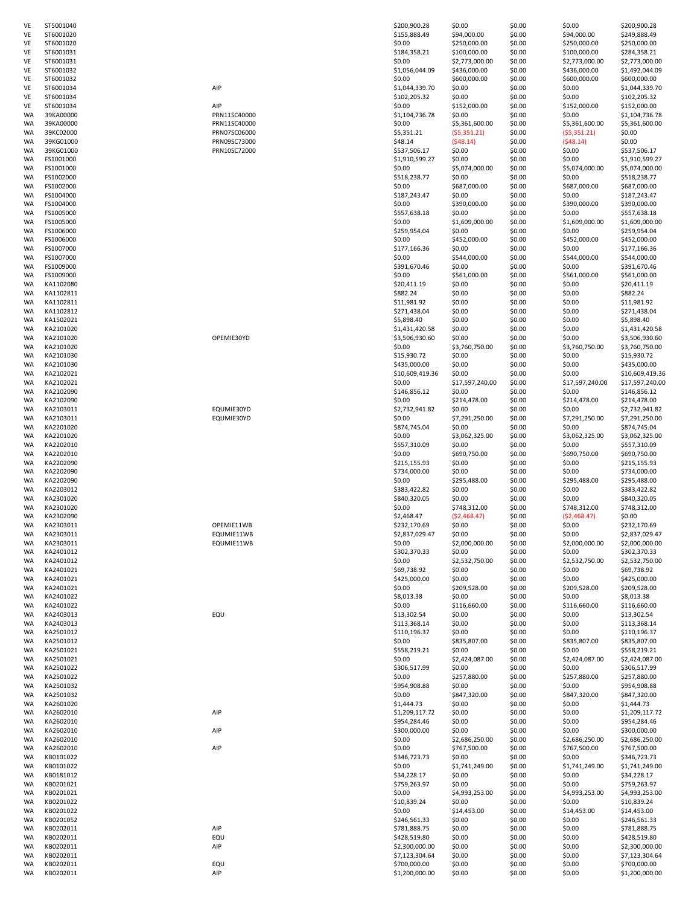| | | | | | | | |
|---|---|---|---|---|---|---|---|
| VE | ST5001040 | | $200,900.28 | $0.00 | $0.00 | $0.00 | $200,900.28 |
| VE | ST6001020 | | $155,888.49 | $94,000.00 | $0.00 | $94,000.00 | $249,888.49 |
| VE | ST6001020 | | $0.00 | $250,000.00 | $0.00 | $250,000.00 | $250,000.00 |
| VE | ST6001031 | | $184,358.21 | $100,000.00 | $0.00 | $100,000.00 | $284,358.21 |
| VE | ST6001031 | | $0.00 | $2,773,000.00 | $0.00 | $2,773,000.00 | $2,773,000.00 |
| VE | ST6001032 | | $1,056,044.09 | $436,000.00 | $0.00 | $436,000.00 | $1,492,044.09 |
| VE | ST6001032 | | $0.00 | $600,000.00 | $0.00 | $600,000.00 | $600,000.00 |
| VE | ST6001034 | AIP | $1,044,339.70 | $0.00 | $0.00 | $0.00 | $1,044,339.70 |
| VE | ST6001034 | | $102,205.32 | $0.00 | $0.00 | $0.00 | $102,205.32 |
| VE | ST6001034 | AIP | $0.00 | $152,000.00 | $0.00 | $152,000.00 | $152,000.00 |
| WA | 39KA00000 | PRN11SC40000 | $1,104,736.78 | $0.00 | $0.00 | $0.00 | $1,104,736.78 |
| WA | 39KA00000 | PRN11SC40000 | $0.00 | $5,361,600.00 | $0.00 | $5,361,600.00 | $5,361,600.00 |
| WA | 39KC02000 | PRN07SC06000 | $5,351.21 | ($5,351.21) | $0.00 | ($5,351.21) | $0.00 |
| WA | 39KG01000 | PRN09SC73000 | $48.14 | ($48.14) | $0.00 | ($48.14) | $0.00 |
| WA | 39KG01000 | PRN10SC72000 | $537,506.17 | $0.00 | $0.00 | $0.00 | $537,506.17 |
| WA | FS1001000 | | $1,910,599.27 | $0.00 | $0.00 | $0.00 | $1,910,599.27 |
| WA | FS1001000 | | $0.00 | $5,074,000.00 | $0.00 | $5,074,000.00 | $5,074,000.00 |
| WA | FS1002000 | | $518,238.77 | $0.00 | $0.00 | $0.00 | $518,238.77 |
| WA | FS1002000 | | $0.00 | $687,000.00 | $0.00 | $687,000.00 | $687,000.00 |
| WA | FS1004000 | | $187,243.47 | $0.00 | $0.00 | $0.00 | $187,243.47 |
| WA | FS1004000 | | $0.00 | $390,000.00 | $0.00 | $390,000.00 | $390,000.00 |
| WA | FS1005000 | | $557,638.18 | $0.00 | $0.00 | $0.00 | $557,638.18 |
| WA | FS1005000 | | $0.00 | $1,609,000.00 | $0.00 | $1,609,000.00 | $1,609,000.00 |
| WA | FS1006000 | | $259,954.04 | $0.00 | $0.00 | $0.00 | $259,954.04 |
| WA | FS1006000 | | $0.00 | $452,000.00 | $0.00 | $452,000.00 | $452,000.00 |
| WA | FS1007000 | | $177,166.36 | $0.00 | $0.00 | $0.00 | $177,166.36 |
| WA | FS1007000 | | $0.00 | $544,000.00 | $0.00 | $544,000.00 | $544,000.00 |
| WA | FS1009000 | | $391,670.46 | $0.00 | $0.00 | $0.00 | $391,670.46 |
| WA | FS1009000 | | $0.00 | $561,000.00 | $0.00 | $561,000.00 | $561,000.00 |
| WA | KA1102080 | | $20,411.19 | $0.00 | $0.00 | $0.00 | $20,411.19 |
| WA | KA1102811 | | $882.24 | $0.00 | $0.00 | $0.00 | $882.24 |
| WA | KA1102811 | | $11,981.92 | $0.00 | $0.00 | $0.00 | $11,981.92 |
| WA | KA1102812 | | $271,438.04 | $0.00 | $0.00 | $0.00 | $271,438.04 |
| WA | KA1502021 | | $5,898.40 | $0.00 | $0.00 | $0.00 | $5,898.40 |
| WA | KA2101020 | | $1,431,420.58 | $0.00 | $0.00 | $0.00 | $1,431,420.58 |
| WA | KA2101020 | OPEMIE30YD | $3,506,930.60 | $0.00 | $0.00 | $0.00 | $3,506,930.60 |
| WA | KA2101020 | | $0.00 | $3,760,750.00 | $0.00 | $3,760,750.00 | $3,760,750.00 |
| WA | KA2101030 | | $15,930.72 | $0.00 | $0.00 | $0.00 | $15,930.72 |
| WA | KA2101030 | | $435,000.00 | $0.00 | $0.00 | $0.00 | $435,000.00 |
| WA | KA2102021 | | $10,609,419.36 | $0.00 | $0.00 | $0.00 | $10,609,419.36 |
| WA | KA2102021 | | $0.00 | $17,597,240.00 | $0.00 | $17,597,240.00 | $17,597,240.00 |
| WA | KA2102090 | | $146,856.12 | $0.00 | $0.00 | $0.00 | $146,856.12 |
| WA | KA2102090 | | $0.00 | $214,478.00 | $0.00 | $214,478.00 | $214,478.00 |
| WA | KA2103011 | EQUMIE30YD | $2,732,941.82 | $0.00 | $0.00 | $0.00 | $2,732,941.82 |
| WA | KA2103011 | EQUMIE30YD | $0.00 | $7,291,250.00 | $0.00 | $7,291,250.00 | $7,291,250.00 |
| WA | KA2201020 | | $874,745.04 | $0.00 | $0.00 | $0.00 | $874,745.04 |
| WA | KA2201020 | | $0.00 | $3,062,325.00 | $0.00 | $3,062,325.00 | $3,062,325.00 |
| WA | KA2202010 | | $557,310.09 | $0.00 | $0.00 | $0.00 | $557,310.09 |
| WA | KA2202010 | | $0.00 | $690,750.00 | $0.00 | $690,750.00 | $690,750.00 |
| WA | KA2202090 | | $215,155.93 | $0.00 | $0.00 | $0.00 | $215,155.93 |
| WA | KA2202090 | | $734,000.00 | $0.00 | $0.00 | $0.00 | $734,000.00 |
| WA | KA2202090 | | $0.00 | $295,488.00 | $0.00 | $295,488.00 | $295,488.00 |
| WA | KA2203012 | | $383,422.82 | $0.00 | $0.00 | $0.00 | $383,422.82 |
| WA | KA2301020 | | $840,320.05 | $0.00 | $0.00 | $0.00 | $840,320.05 |
| WA | KA2301020 | | $0.00 | $748,312.00 | $0.00 | $748,312.00 | $748,312.00 |
| WA | KA2302090 | | $2,468.47 | ($2,468.47) | $0.00 | ($2,468.47) | $0.00 |
| WA | KA2303011 | OPEMIE11WB | $232,170.69 | $0.00 | $0.00 | $0.00 | $232,170.69 |
| WA | KA2303011 | EQUMIE11WB | $2,837,029.47 | $0.00 | $0.00 | $0.00 | $2,837,029.47 |
| WA | KA2303011 | EQUMIE11WB | $0.00 | $2,000,000.00 | $0.00 | $2,000,000.00 | $2,000,000.00 |
| WA | KA2401012 | | $302,370.33 | $0.00 | $0.00 | $0.00 | $302,370.33 |
| WA | KA2401012 | | $0.00 | $2,532,750.00 | $0.00 | $2,532,750.00 | $2,532,750.00 |
| WA | KA2401021 | | $69,738.92 | $0.00 | $0.00 | $0.00 | $69,738.92 |
| WA | KA2401021 | | $425,000.00 | $0.00 | $0.00 | $0.00 | $425,000.00 |
| WA | KA2401021 | | $0.00 | $209,528.00 | $0.00 | $209,528.00 | $209,528.00 |
| WA | KA2401022 | | $8,013.38 | $0.00 | $0.00 | $0.00 | $8,013.38 |
| WA | KA2401022 | | $0.00 | $116,660.00 | $0.00 | $116,660.00 | $116,660.00 |
| WA | KA2403013 | EQU | $13,302.54 | $0.00 | $0.00 | $0.00 | $13,302.54 |
| WA | KA2403013 | | $113,368.14 | $0.00 | $0.00 | $0.00 | $113,368.14 |
| WA | KA2501012 | | $110,196.37 | $0.00 | $0.00 | $0.00 | $110,196.37 |
| WA | KA2501012 | | $0.00 | $835,807.00 | $0.00 | $835,807.00 | $835,807.00 |
| WA | KA2501021 | | $558,219.21 | $0.00 | $0.00 | $0.00 | $558,219.21 |
| WA | KA2501021 | | $0.00 | $2,424,087.00 | $0.00 | $2,424,087.00 | $2,424,087.00 |
| WA | KA2501022 | | $306,517.99 | $0.00 | $0.00 | $0.00 | $306,517.99 |
| WA | KA2501022 | | $0.00 | $257,880.00 | $0.00 | $257,880.00 | $257,880.00 |
| WA | KA2501032 | | $954,908.88 | $0.00 | $0.00 | $0.00 | $954,908.88 |
| WA | KA2501032 | | $0.00 | $847,320.00 | $0.00 | $847,320.00 | $847,320.00 |
| WA | KA2601020 | | $1,444.73 | $0.00 | $0.00 | $0.00 | $1,444.73 |
| WA | KA2602010 | AIP | $1,209,117.72 | $0.00 | $0.00 | $0.00 | $1,209,117.72 |
| WA | KA2602010 | | $954,284.46 | $0.00 | $0.00 | $0.00 | $954,284.46 |
| WA | KA2602010 | AIP | $300,000.00 | $0.00 | $0.00 | $0.00 | $300,000.00 |
| WA | KA2602010 | | $0.00 | $2,686,250.00 | $0.00 | $2,686,250.00 | $2,686,250.00 |
| WA | KA2602010 | AIP | $0.00 | $767,500.00 | $0.00 | $767,500.00 | $767,500.00 |
| WA | KB0101022 | | $346,723.73 | $0.00 | $0.00 | $0.00 | $346,723.73 |
| WA | KB0101022 | | $0.00 | $1,741,249.00 | $0.00 | $1,741,249.00 | $1,741,249.00 |
| WA | KB0181012 | | $34,228.17 | $0.00 | $0.00 | $0.00 | $34,228.17 |
| WA | KB0201021 | | $759,263.97 | $0.00 | $0.00 | $0.00 | $759,263.97 |
| WA | KB0201021 | | $0.00 | $4,993,253.00 | $0.00 | $4,993,253.00 | $4,993,253.00 |
| WA | KB0201022 | | $10,839.24 | $0.00 | $0.00 | $0.00 | $10,839.24 |
| WA | KB0201022 | | $0.00 | $14,453.00 | $0.00 | $14,453.00 | $14,453.00 |
| WA | KB0201052 | | $246,561.33 | $0.00 | $0.00 | $0.00 | $246,561.33 |
| WA | KB0202011 | AIP | $781,888.75 | $0.00 | $0.00 | $0.00 | $781,888.75 |
| WA | KB0202011 | EQU | $428,519.80 | $0.00 | $0.00 | $0.00 | $428,519.80 |
| WA | KB0202011 | AIP | $2,300,000.00 | $0.00 | $0.00 | $0.00 | $2,300,000.00 |
| WA | KB0202011 | | $7,123,304.64 | $0.00 | $0.00 | $0.00 | $7,123,304.64 |
| WA | KB0202011 | EQU | $700,000.00 | $0.00 | $0.00 | $0.00 | $700,000.00 |
| WA | KB0202011 | AIP | $1,200,000.00 | $0.00 | $0.00 | $0.00 | $1,200,000.00 |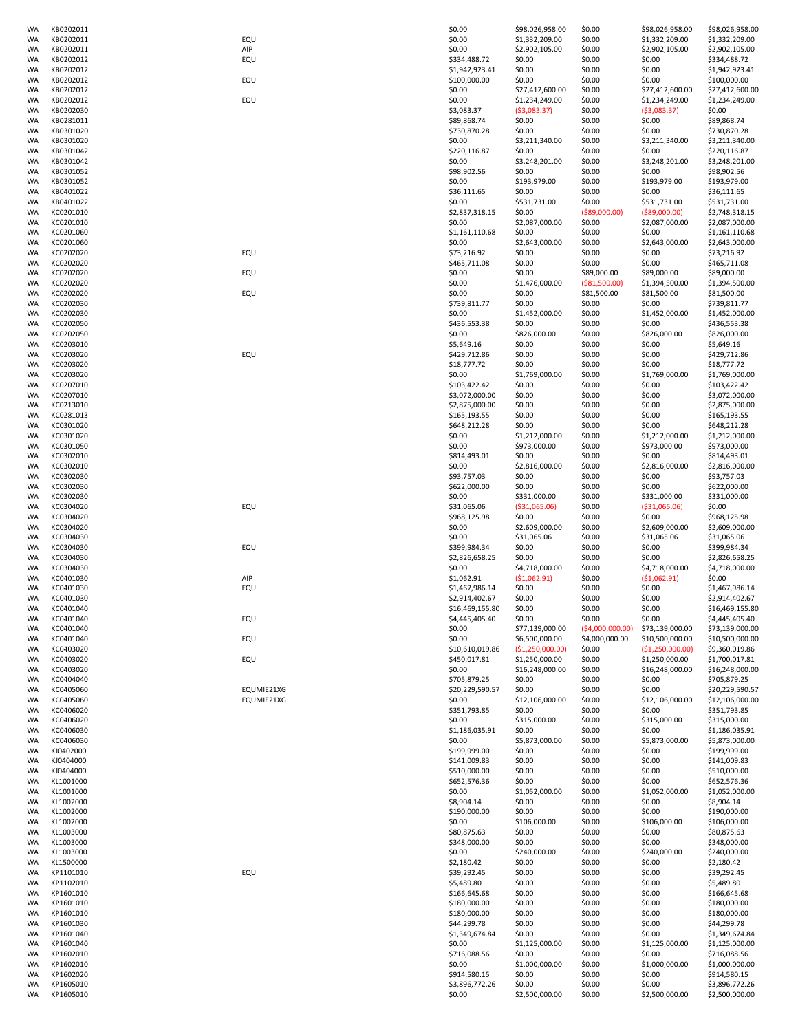| | | | | | | | |
|---|---|---|---|---|---|---|---|
| WA | KB0202011 | | $0.00 | $98,026,958.00 | $0.00 | $98,026,958.00 | $98,026,958.00 |
| WA | KB0202011 | EQU | $0.00 | $1,332,209.00 | $0.00 | $1,332,209.00 | $1,332,209.00 |
| WA | KB0202011 | AIP | $0.00 | $2,902,105.00 | $0.00 | $2,902,105.00 | $2,902,105.00 |
| WA | KB0202012 | EQU | $334,488.72 | $0.00 | $0.00 | $0.00 | $334,488.72 |
| WA | KB0202012 | | $1,942,923.41 | $0.00 | $0.00 | $0.00 | $1,942,923.41 |
| WA | KB0202012 | EQU | $100,000.00 | $0.00 | $0.00 | $0.00 | $100,000.00 |
| WA | KB0202012 | | $0.00 | $27,412,600.00 | $0.00 | $27,412,600.00 | $27,412,600.00 |
| WA | KB0202012 | EQU | $0.00 | $1,234,249.00 | $0.00 | $1,234,249.00 | $1,234,249.00 |
| WA | KB0202030 | | $3,083.37 | ($3,083.37) | $0.00 | ($3,083.37) | $0.00 |
| WA | KB0281011 | | $89,868.74 | $0.00 | $0.00 | $0.00 | $89,868.74 |
| WA | KB0301020 | | $730,870.28 | $0.00 | $0.00 | $0.00 | $730,870.28 |
| WA | KB0301020 | | $0.00 | $3,211,340.00 | $0.00 | $3,211,340.00 | $3,211,340.00 |
| WA | KB0301042 | | $220,116.87 | $0.00 | $0.00 | $0.00 | $220,116.87 |
| WA | KB0301042 | | $0.00 | $3,248,201.00 | $0.00 | $3,248,201.00 | $3,248,201.00 |
| WA | KB0301052 | | $98,902.56 | $0.00 | $0.00 | $0.00 | $98,902.56 |
| WA | KB0301052 | | $0.00 | $193,979.00 | $0.00 | $193,979.00 | $193,979.00 |
| WA | KB0401022 | | $36,111.65 | $0.00 | $0.00 | $0.00 | $36,111.65 |
| WA | KB0401022 | | $0.00 | $531,731.00 | $0.00 | $531,731.00 | $531,731.00 |
| WA | KC0201010 | | $2,837,318.15 | $0.00 | ($89,000.00) | ($89,000.00) | $2,748,318.15 |
| WA | KC0201010 | | $0.00 | $2,087,000.00 | $0.00 | $2,087,000.00 | $2,087,000.00 |
| WA | KC0201060 | | $1,161,110.68 | $0.00 | $0.00 | $0.00 | $1,161,110.68 |
| WA | KC0201060 | | $0.00 | $2,643,000.00 | $0.00 | $2,643,000.00 | $2,643,000.00 |
| WA | KC0202020 | EQU | $73,216.92 | $0.00 | $0.00 | $0.00 | $73,216.92 |
| WA | KC0202020 | | $465,711.08 | $0.00 | $0.00 | $0.00 | $465,711.08 |
| WA | KC0202020 | EQU | $0.00 | $0.00 | $89,000.00 | $89,000.00 | $89,000.00 |
| WA | KC0202020 | | $0.00 | $1,476,000.00 | ($81,500.00) | $1,394,500.00 | $1,394,500.00 |
| WA | KC0202020 | EQU | $0.00 | $0.00 | $81,500.00 | $81,500.00 | $81,500.00 |
| WA | KC0202030 | | $739,811.77 | $0.00 | $0.00 | $0.00 | $739,811.77 |
| WA | KC0202030 | | $0.00 | $1,452,000.00 | $0.00 | $1,452,000.00 | $1,452,000.00 |
| WA | KC0202050 | | $436,553.38 | $0.00 | $0.00 | $0.00 | $436,553.38 |
| WA | KC0202050 | | $0.00 | $826,000.00 | $0.00 | $826,000.00 | $826,000.00 |
| WA | KC0203010 | | $5,649.16 | $0.00 | $0.00 | $0.00 | $5,649.16 |
| WA | KC0203020 | EQU | $429,712.86 | $0.00 | $0.00 | $0.00 | $429,712.86 |
| WA | KC0203020 | | $18,777.72 | $0.00 | $0.00 | $0.00 | $18,777.72 |
| WA | KC0203020 | | $0.00 | $1,769,000.00 | $0.00 | $1,769,000.00 | $1,769,000.00 |
| WA | KC0207010 | | $103,422.42 | $0.00 | $0.00 | $0.00 | $103,422.42 |
| WA | KC0207010 | | $3,072,000.00 | $0.00 | $0.00 | $0.00 | $3,072,000.00 |
| WA | KC0213010 | | $2,875,000.00 | $0.00 | $0.00 | $0.00 | $2,875,000.00 |
| WA | KC0281013 | | $165,193.55 | $0.00 | $0.00 | $0.00 | $165,193.55 |
| WA | KC0301020 | | $648,212.28 | $0.00 | $0.00 | $0.00 | $648,212.28 |
| WA | KC0301020 | | $0.00 | $1,212,000.00 | $0.00 | $1,212,000.00 | $1,212,000.00 |
| WA | KC0301050 | | $0.00 | $973,000.00 | $0.00 | $973,000.00 | $973,000.00 |
| WA | KC0302010 | | $814,493.01 | $0.00 | $0.00 | $0.00 | $814,493.01 |
| WA | KC0302010 | | $0.00 | $2,816,000.00 | $0.00 | $2,816,000.00 | $2,816,000.00 |
| WA | KC0302030 | | $93,757.03 | $0.00 | $0.00 | $0.00 | $93,757.03 |
| WA | KC0302030 | | $622,000.00 | $0.00 | $0.00 | $0.00 | $622,000.00 |
| WA | KC0302030 | | $0.00 | $331,000.00 | $0.00 | $331,000.00 | $331,000.00 |
| WA | KC0304020 | EQU | $31,065.06 | ($31,065.06) | $0.00 | ($31,065.06) | $0.00 |
| WA | KC0304020 | | $968,125.98 | $0.00 | $0.00 | $0.00 | $968,125.98 |
| WA | KC0304020 | | $0.00 | $2,609,000.00 | $0.00 | $2,609,000.00 | $2,609,000.00 |
| WA | KC0304030 | | $0.00 | $31,065.06 | $0.00 | $31,065.06 | $31,065.06 |
| WA | KC0304030 | EQU | $399,984.34 | $0.00 | $0.00 | $0.00 | $399,984.34 |
| WA | KC0304030 | | $2,826,658.25 | $0.00 | $0.00 | $0.00 | $2,826,658.25 |
| WA | KC0304030 | | $0.00 | $4,718,000.00 | $0.00 | $4,718,000.00 | $4,718,000.00 |
| WA | KC0401030 | AIP | $1,062.91 | ($1,062.91) | $0.00 | ($1,062.91) | $0.00 |
| WA | KC0401030 | EQU | $1,467,986.14 | $0.00 | $0.00 | $0.00 | $1,467,986.14 |
| WA | KC0401030 | | $2,914,402.67 | $0.00 | $0.00 | $0.00 | $2,914,402.67 |
| WA | KC0401040 | | $16,469,155.80 | $0.00 | $0.00 | $0.00 | $16,469,155.80 |
| WA | KC0401040 | EQU | $4,445,405.40 | $0.00 | $0.00 | $0.00 | $4,445,405.40 |
| WA | KC0401040 | | $0.00 | $77,139,000.00 | ($4,000,000.00) | $73,139,000.00 | $73,139,000.00 |
| WA | KC0401040 | EQU | $0.00 | $6,500,000.00 | $4,000,000.00 | $10,500,000.00 | $10,500,000.00 |
| WA | KC0403020 | | $10,610,019.86 | ($1,250,000.00) | $0.00 | ($1,250,000.00) | $9,360,019.86 |
| WA | KC0403020 | EQU | $450,017.81 | $1,250,000.00 | $0.00 | $1,250,000.00 | $1,700,017.81 |
| WA | KC0403020 | | $0.00 | $16,248,000.00 | $0.00 | $16,248,000.00 | $16,248,000.00 |
| WA | KC0404040 | | $705,879.25 | $0.00 | $0.00 | $0.00 | $705,879.25 |
| WA | KC0405060 | EQUMIE21XG | $20,229,590.57 | $0.00 | $0.00 | $0.00 | $20,229,590.57 |
| WA | KC0405060 | EQUMIE21XG | $0.00 | $12,106,000.00 | $0.00 | $12,106,000.00 | $12,106,000.00 |
| WA | KC0406020 | | $351,793.85 | $0.00 | $0.00 | $0.00 | $351,793.85 |
| WA | KC0406020 | | $0.00 | $315,000.00 | $0.00 | $315,000.00 | $315,000.00 |
| WA | KC0406030 | | $1,186,035.91 | $0.00 | $0.00 | $0.00 | $1,186,035.91 |
| WA | KC0406030 | | $0.00 | $5,873,000.00 | $0.00 | $5,873,000.00 | $5,873,000.00 |
| WA | KJ0402000 | | $199,999.00 | $0.00 | $0.00 | $0.00 | $199,999.00 |
| WA | KJ0404000 | | $141,009.83 | $0.00 | $0.00 | $0.00 | $141,009.83 |
| WA | KJ0404000 | | $510,000.00 | $0.00 | $0.00 | $0.00 | $510,000.00 |
| WA | KL1001000 | | $652,576.36 | $0.00 | $0.00 | $0.00 | $652,576.36 |
| WA | KL1001000 | | $0.00 | $1,052,000.00 | $0.00 | $1,052,000.00 | $1,052,000.00 |
| WA | KL1002000 | | $8,904.14 | $0.00 | $0.00 | $0.00 | $8,904.14 |
| WA | KL1002000 | | $190,000.00 | $0.00 | $0.00 | $0.00 | $190,000.00 |
| WA | KL1002000 | | $0.00 | $106,000.00 | $0.00 | $106,000.00 | $106,000.00 |
| WA | KL1003000 | | $80,875.63 | $0.00 | $0.00 | $0.00 | $80,875.63 |
| WA | KL1003000 | | $348,000.00 | $0.00 | $0.00 | $0.00 | $348,000.00 |
| WA | KL1003000 | | $0.00 | $240,000.00 | $0.00 | $240,000.00 | $240,000.00 |
| WA | KL1500000 | | $2,180.42 | $0.00 | $0.00 | $0.00 | $2,180.42 |
| WA | KP1101010 | EQU | $39,292.45 | $0.00 | $0.00 | $0.00 | $39,292.45 |
| WA | KP1102010 | | $5,489.80 | $0.00 | $0.00 | $0.00 | $5,489.80 |
| WA | KP1601010 | | $166,645.68 | $0.00 | $0.00 | $0.00 | $166,645.68 |
| WA | KP1601010 | | $180,000.00 | $0.00 | $0.00 | $0.00 | $180,000.00 |
| WA | KP1601010 | | $180,000.00 | $0.00 | $0.00 | $0.00 | $180,000.00 |
| WA | KP1601030 | | $44,299.78 | $0.00 | $0.00 | $0.00 | $44,299.78 |
| WA | KP1601040 | | $1,349,674.84 | $0.00 | $0.00 | $0.00 | $1,349,674.84 |
| WA | KP1601040 | | $0.00 | $1,125,000.00 | $0.00 | $1,125,000.00 | $1,125,000.00 |
| WA | KP1602010 | | $716,088.56 | $0.00 | $0.00 | $0.00 | $716,088.56 |
| WA | KP1602010 | | $0.00 | $1,000,000.00 | $0.00 | $1,000,000.00 | $1,000,000.00 |
| WA | KP1602020 | | $914,580.15 | $0.00 | $0.00 | $0.00 | $914,580.15 |
| WA | KP1605010 | | $3,896,772.26 | $0.00 | $0.00 | $0.00 | $3,896,772.26 |
| WA | KP1605010 | | $0.00 | $2,500,000.00 | $0.00 | $2,500,000.00 | $2,500,000.00 |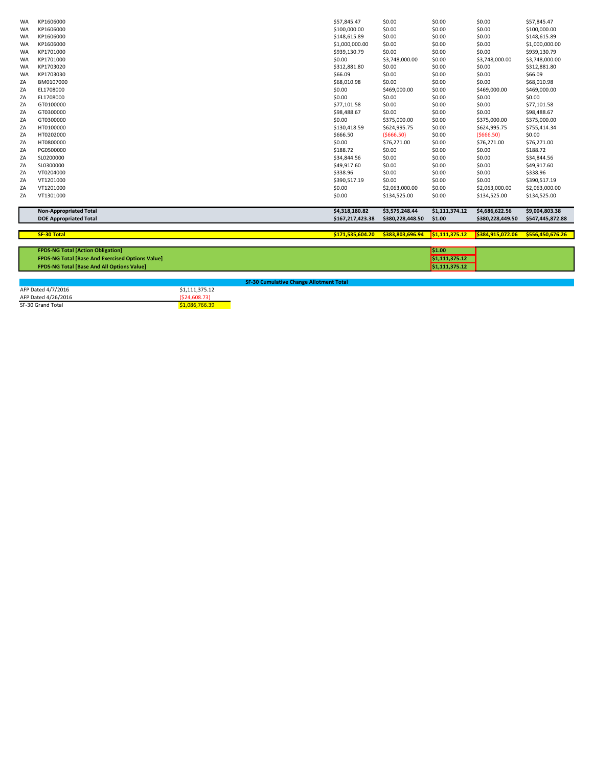| | | | | | | |
|---|---|---|---|---|---|---|
| WA | KP1606000 | $57,845.47 | $0.00 | $0.00 | $0.00 | $57,845.47 |
| WA | KP1606000 | $100,000.00 | $0.00 | $0.00 | $0.00 | $100,000.00 |
| WA | KP1606000 | $148,615.89 | $0.00 | $0.00 | $0.00 | $148,615.89 |
| WA | KP1606000 | $1,000,000.00 | $0.00 | $0.00 | $0.00 | $1,000,000.00 |
| WA | KP1701000 | $939,130.79 | $0.00 | $0.00 | $0.00 | $939,130.79 |
| WA | KP1701000 | $0.00 | $3,748,000.00 | $0.00 | $3,748,000.00 | $3,748,000.00 |
| WA | KP1703020 | $312,881.80 | $0.00 | $0.00 | $0.00 | $312,881.80 |
| WA | KP1703030 | $66.09 | $0.00 | $0.00 | $0.00 | $66.09 |
| ZA | BM0107000 | $68,010.98 | $0.00 | $0.00 | $0.00 | $68,010.98 |
| ZA | EL1708000 | $0.00 | $469,000.00 | $0.00 | $469,000.00 | $469,000.00 |
| ZA | EL1708000 | $0.00 | $0.00 | $0.00 | $0.00 | $0.00 |
| ZA | GT0100000 | $77,101.58 | $0.00 | $0.00 | $0.00 | $77,101.58 |
| ZA | GT0300000 | $98,488.67 | $0.00 | $0.00 | $0.00 | $98,488.67 |
| ZA | GT0300000 | $0.00 | $375,000.00 | $0.00 | $375,000.00 | $375,000.00 |
| ZA | HT0100000 | $130,418.59 | $624,995.75 | $0.00 | $624,995.75 | $755,414.34 |
| ZA | HT0202000 | $666.50 | ($666.50) | $0.00 | ($666.50) | $0.00 |
| ZA | HT0800000 | $0.00 | $76,271.00 | $0.00 | $76,271.00 | $76,271.00 |
| ZA | PG0500000 | $188.72 | $0.00 | $0.00 | $0.00 | $188.72 |
| ZA | SL0200000 | $34,844.56 | $0.00 | $0.00 | $0.00 | $34,844.56 |
| ZA | SL0300000 | $49,917.60 | $0.00 | $0.00 | $0.00 | $49,917.60 |
| ZA | VT0204000 | $338.96 | $0.00 | $0.00 | $0.00 | $338.96 |
| ZA | VT1201000 | $390,517.19 | $0.00 | $0.00 | $0.00 | $390,517.19 |
| ZA | VT1201000 | $0.00 | $2,063,000.00 | $0.00 | $2,063,000.00 | $2,063,000.00 |
| ZA | VT1301000 | $0.00 | $134,525.00 | $0.00 | $134,525.00 | $134,525.00 |
| | **Non-Appropriated Total** | **$4,318,180.82** | **$3,575,248.44** | **$1,111,374.12** | **$4,686,622.56** | **$9,004,803.38** |
| | **DOE Appropriated Total** | **$167,217,423.38** | **$380,228,448.50** | **$1.00** | **$380,228,449.50** | **$547,445,872.88** |
| | **SF-30 Total** | **$171,535,604.20** | **$383,803,696.94** | **$1,111,375.12** | **$384,915,072.06** | **$556,450,676.26** |

| | |
|---|---|
| **FPDS-NG Total [Action Obligation]** | **$1.00** |
| **FPDS-NG Total [Base And Exercised Options Value]** | **$1,111,375.12** |
| **FPDS-NG Total [Base And All Options Value]** | **$1,111,375.12** |

**SF-30 Cumulative Change Allotment Total**

| | |
|---|---|
| AFP Dated 4/7/2016 | $1,111,375.12 |
| AFP Dated 4/26/2016 | ($24,608.73) |
| SF-30 Grand Total | $1,086,766.39 |